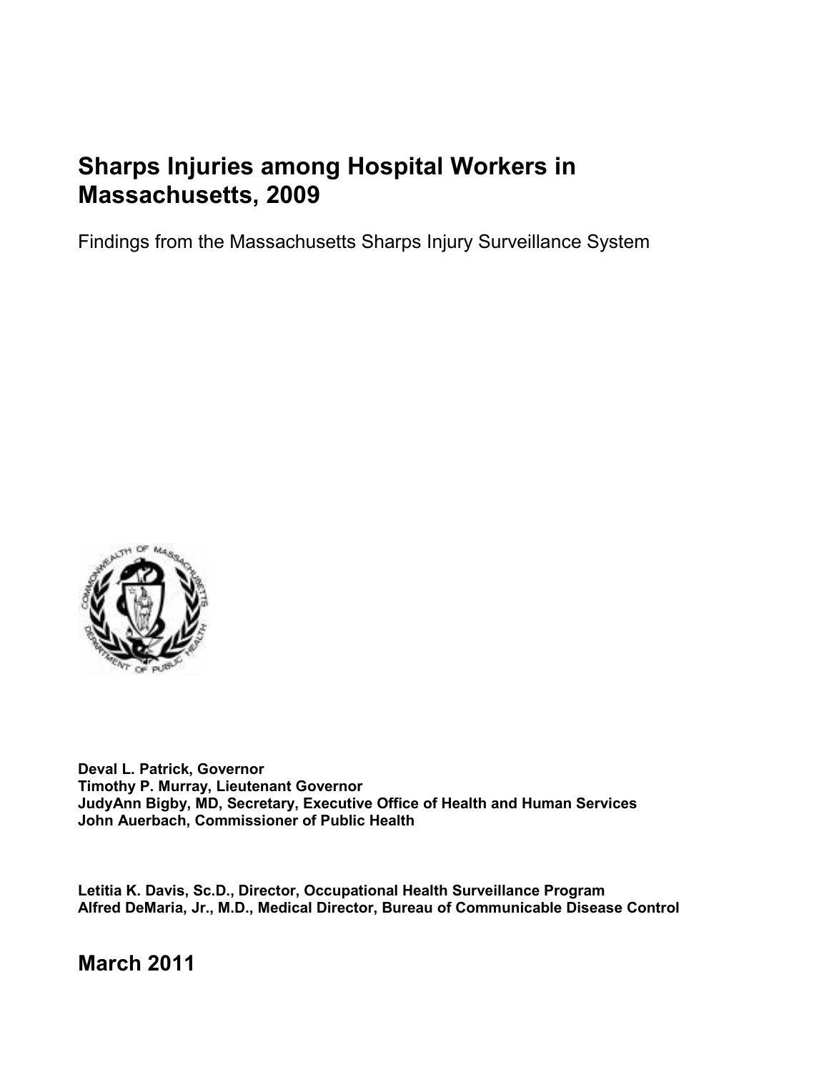# Sharps Injuries among Hospital Workers in Massachusetts, 2009

Findings from the Massachusetts Sharps Injury Surveillance System

**Deval L. Patrick, Governor**
**Timothy P. Murray, Lieutenant Governor**
**JudyAnn Bigby, MD, Secretary, Executive Office of Health and Human Services**
**John Auerbach, Commissioner of Public Health**

**Letitia K. Davis, Sc.D., Director, Occupational Health Surveillance Program**
**Alfred DeMaria, Jr., M.D., Medical Director, Bureau of Communicable Disease Control**

## March 2011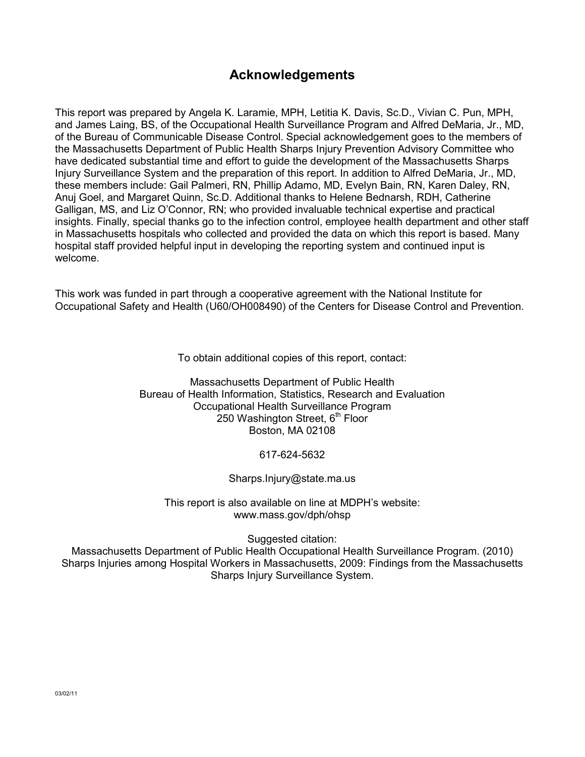## Acknowledgements

This report was prepared by Angela K. Laramie, MPH, Letitia K. Davis, Sc.D., Vivian C. Pun, MPH, and James Laing, BS, of the Occupational Health Surveillance Program and Alfred DeMaria, Jr., MD, of the Bureau of Communicable Disease Control. Special acknowledgement goes to the members of the Massachusetts Department of Public Health Sharps Injury Prevention Advisory Committee who have dedicated substantial time and effort to guide the development of the Massachusetts Sharps Injury Surveillance System and the preparation of this report. In addition to Alfred DeMaria, Jr., MD, these members include: Gail Palmeri, RN, Phillip Adamo, MD, Evelyn Bain, RN, Karen Daley, RN, Anuj Goel, and Margaret Quinn, Sc.D. Additional thanks to Helene Bednarsh, RDH, Catherine Galligan, MS, and Liz O'Connor, RN; who provided invaluable technical expertise and practical insights. Finally, special thanks go to the infection control, employee health department and other staff in Massachusetts hospitals who collected and provided the data on which this report is based. Many hospital staff provided helpful input in developing the reporting system and continued input is welcome.

This work was funded in part through a cooperative agreement with the National Institute for Occupational Safety and Health (U60/OH008490) of the Centers for Disease Control and Prevention.

To obtain additional copies of this report, contact:

Massachusetts Department of Public Health
Bureau of Health Information, Statistics, Research and Evaluation
Occupational Health Surveillance Program
250 Washington Street, 6th Floor
Boston, MA 02108

617-624-5632

Sharps.Injury@state.ma.us

This report is also available on line at MDPH's website:
www.mass.gov/dph/ohsp

Suggested citation:
Massachusetts Department of Public Health Occupational Health Surveillance Program. (2010) Sharps Injuries among Hospital Workers in Massachusetts, 2009: Findings from the Massachusetts Sharps Injury Surveillance System.

03/02/11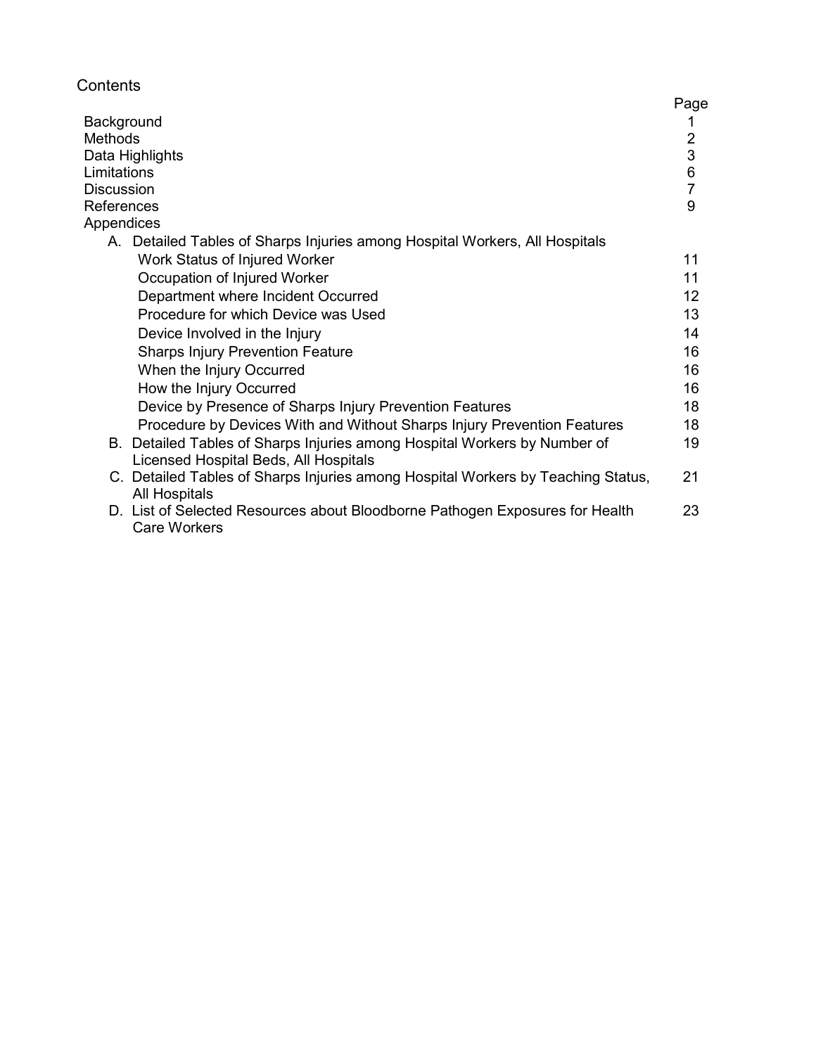# Contents

| | Page |
|---|---|
| Background | 1 |
| Methods | 2 |
| Data Highlights | 3 |
| Limitations | 6 |
| Discussion | 7 |
| References | 9 |
| Appendices | |
| A. Detailed Tables of Sharps Injuries among Hospital Workers, All Hospitals | |
| Work Status of Injured Worker | 11 |
| Occupation of Injured Worker | 11 |
| Department where Incident Occurred | 12 |
| Procedure for which Device was Used | 13 |
| Device Involved in the Injury | 14 |
| Sharps Injury Prevention Feature | 16 |
| When the Injury Occurred | 16 |
| How the Injury Occurred | 16 |
| Device by Presence of Sharps Injury Prevention Features | 18 |
| Procedure by Devices With and Without Sharps Injury Prevention Features | 18 |
| B. Detailed Tables of Sharps Injuries among Hospital Workers by Number of Licensed Hospital Beds, All Hospitals | 19 |
| C. Detailed Tables of Sharps Injuries among Hospital Workers by Teaching Status, All Hospitals | 21 |
| D. List of Selected Resources about Bloodborne Pathogen Exposures for Health Care Workers | 23 |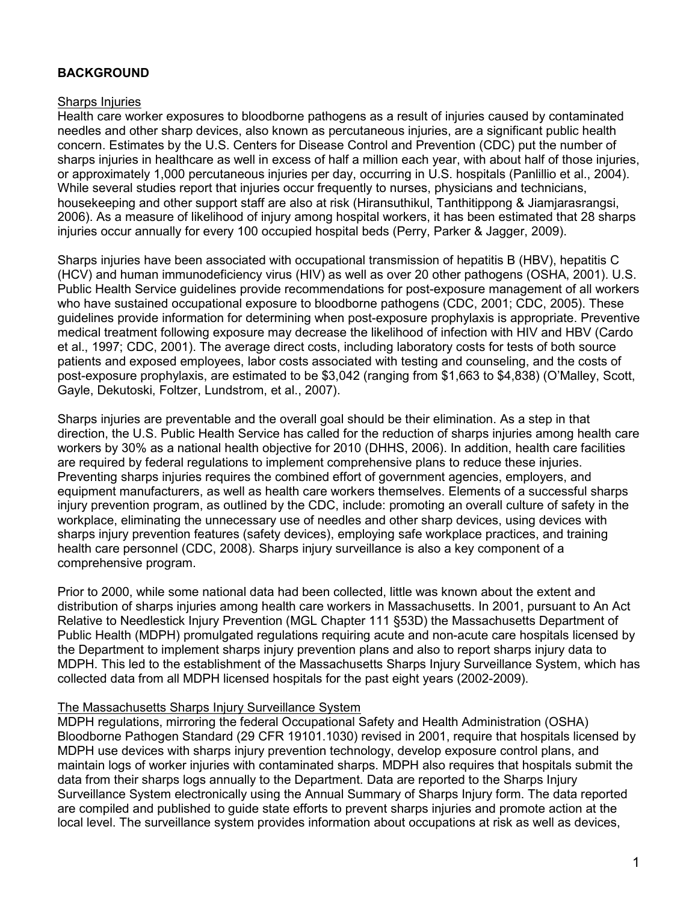## BACKGROUND

### Sharps Injuries

Health care worker exposures to bloodborne pathogens as a result of injuries caused by contaminated needles and other sharp devices, also known as percutaneous injuries, are a significant public health concern. Estimates by the U.S. Centers for Disease Control and Prevention (CDC) put the number of sharps injuries in healthcare as well in excess of half a million each year, with about half of those injuries, or approximately 1,000 percutaneous injuries per day, occurring in U.S. hospitals (Panlillio et al., 2004). While several studies report that injuries occur frequently to nurses, physicians and technicians, housekeeping and other support staff are also at risk (Hiransuthikul, Tanthitippong & Jiamjarasrangsi, 2006). As a measure of likelihood of injury among hospital workers, it has been estimated that 28 sharps injuries occur annually for every 100 occupied hospital beds (Perry, Parker & Jagger, 2009).

Sharps injuries have been associated with occupational transmission of hepatitis B (HBV), hepatitis C (HCV) and human immunodeficiency virus (HIV) as well as over 20 other pathogens (OSHA, 2001). U.S. Public Health Service guidelines provide recommendations for post-exposure management of all workers who have sustained occupational exposure to bloodborne pathogens (CDC, 2001; CDC, 2005). These guidelines provide information for determining when post-exposure prophylaxis is appropriate. Preventive medical treatment following exposure may decrease the likelihood of infection with HIV and HBV (Cardo et al., 1997; CDC, 2001). The average direct costs, including laboratory costs for tests of both source patients and exposed employees, labor costs associated with testing and counseling, and the costs of post-exposure prophylaxis, are estimated to be $3,042 (ranging from $1,663 to $4,838) (O'Malley, Scott, Gayle, Dekutoski, Foltzer, Lundstrom, et al., 2007).

Sharps injuries are preventable and the overall goal should be their elimination. As a step in that direction, the U.S. Public Health Service has called for the reduction of sharps injuries among health care workers by 30% as a national health objective for 2010 (DHHS, 2006). In addition, health care facilities are required by federal regulations to implement comprehensive plans to reduce these injuries. Preventing sharps injuries requires the combined effort of government agencies, employers, and equipment manufacturers, as well as health care workers themselves. Elements of a successful sharps injury prevention program, as outlined by the CDC, include: promoting an overall culture of safety in the workplace, eliminating the unnecessary use of needles and other sharp devices, using devices with sharps injury prevention features (safety devices), employing safe workplace practices, and training health care personnel (CDC, 2008). Sharps injury surveillance is also a key component of a comprehensive program.

Prior to 2000, while some national data had been collected, little was known about the extent and distribution of sharps injuries among health care workers in Massachusetts. In 2001, pursuant to An Act Relative to Needlestick Injury Prevention (MGL Chapter 111 §53D) the Massachusetts Department of Public Health (MDPH) promulgated regulations requiring acute and non-acute care hospitals licensed by the Department to implement sharps injury prevention plans and also to report sharps injury data to MDPH. This led to the establishment of the Massachusetts Sharps Injury Surveillance System, which has collected data from all MDPH licensed hospitals for the past eight years (2002-2009).

### The Massachusetts Sharps Injury Surveillance System

MDPH regulations, mirroring the federal Occupational Safety and Health Administration (OSHA) Bloodborne Pathogen Standard (29 CFR 19101.1030) revised in 2001, require that hospitals licensed by MDPH use devices with sharps injury prevention technology, develop exposure control plans, and maintain logs of worker injuries with contaminated sharps. MDPH also requires that hospitals submit the data from their sharps logs annually to the Department. Data are reported to the Sharps Injury Surveillance System electronically using the Annual Summary of Sharps Injury form. The data reported are compiled and published to guide state efforts to prevent sharps injuries and promote action at the local level. The surveillance system provides information about occupations at risk as well as devices,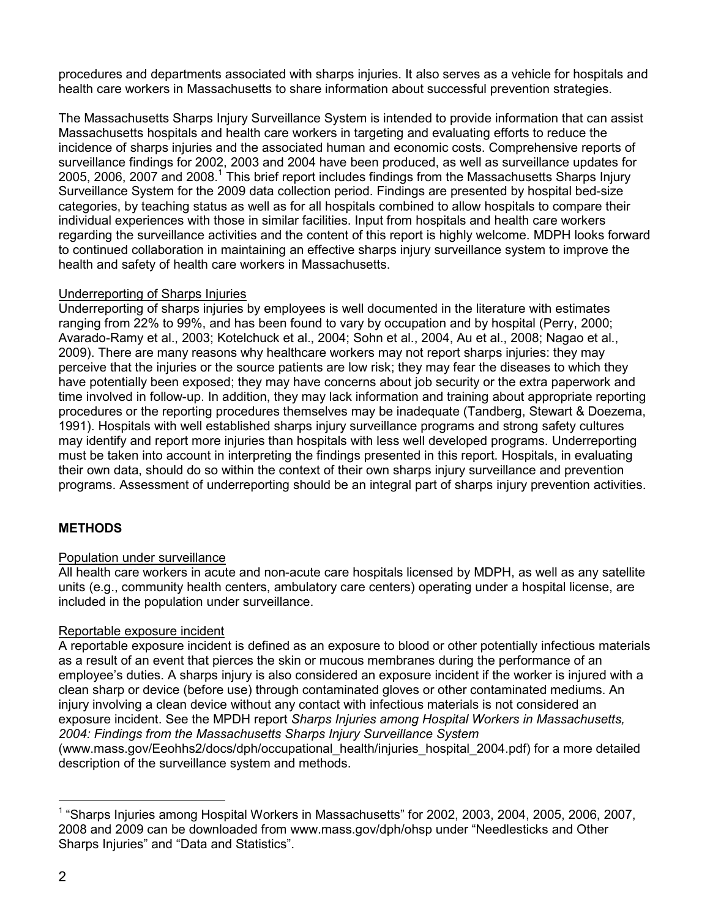procedures and departments associated with sharps injuries. It also serves as a vehicle for hospitals and health care workers in Massachusetts to share information about successful prevention strategies.

The Massachusetts Sharps Injury Surveillance System is intended to provide information that can assist Massachusetts hospitals and health care workers in targeting and evaluating efforts to reduce the incidence of sharps injuries and the associated human and economic costs. Comprehensive reports of surveillance findings for 2002, 2003 and 2004 have been produced, as well as surveillance updates for 2005, 2006, 2007 and 2008.[1] This brief report includes findings from the Massachusetts Sharps Injury Surveillance System for the 2009 data collection period. Findings are presented by hospital bed-size categories, by teaching status as well as for all hospitals combined to allow hospitals to compare their individual experiences with those in similar facilities. Input from hospitals and health care workers regarding the surveillance activities and the content of this report is highly welcome. MDPH looks forward to continued collaboration in maintaining an effective sharps injury surveillance system to improve the health and safety of health care workers in Massachusetts.

Underreporting of Sharps Injuries

Underreporting of sharps injuries by employees is well documented in the literature with estimates ranging from 22% to 99%, and has been found to vary by occupation and by hospital (Perry, 2000; Avarado-Ramy et al., 2003; Kotelchuck et al., 2004; Sohn et al., 2004, Au et al., 2008; Nagao et al., 2009). There are many reasons why healthcare workers may not report sharps injuries: they may perceive that the injuries or the source patients are low risk; they may fear the diseases to which they have potentially been exposed; they may have concerns about job security or the extra paperwork and time involved in follow-up. In addition, they may lack information and training about appropriate reporting procedures or the reporting procedures themselves may be inadequate (Tandberg, Stewart & Doezema, 1991). Hospitals with well established sharps injury surveillance programs and strong safety cultures may identify and report more injuries than hospitals with less well developed programs. Underreporting must be taken into account in interpreting the findings presented in this report. Hospitals, in evaluating their own data, should do so within the context of their own sharps injury surveillance and prevention programs. Assessment of underreporting should be an integral part of sharps injury prevention activities.

## METHODS

Population under surveillance

All health care workers in acute and non-acute care hospitals licensed by MDPH, as well as any satellite units (e.g., community health centers, ambulatory care centers) operating under a hospital license, are included in the population under surveillance.

Reportable exposure incident

A reportable exposure incident is defined as an exposure to blood or other potentially infectious materials as a result of an event that pierces the skin or mucous membranes during the performance of an employee's duties. A sharps injury is also considered an exposure incident if the worker is injured with a clean sharp or device (before use) through contaminated gloves or other contaminated mediums. An injury involving a clean device without any contact with infectious materials is not considered an exposure incident. See the MPDH report *Sharps Injuries among Hospital Workers in Massachusetts, 2004: Findings from the Massachusetts Sharps Injury Surveillance System* (www.mass.gov/Eeohhs2/docs/dph/occupational_health/injuries_hospital_2004.pdf) for a more detailed description of the surveillance system and methods.

---

[1] "Sharps Injuries among Hospital Workers in Massachusetts" for 2002, 2003, 2004, 2005, 2006, 2007, 2008 and 2009 can be downloaded from www.mass.gov/dph/ohsp under "Needlesticks and Other Sharps Injuries" and "Data and Statistics".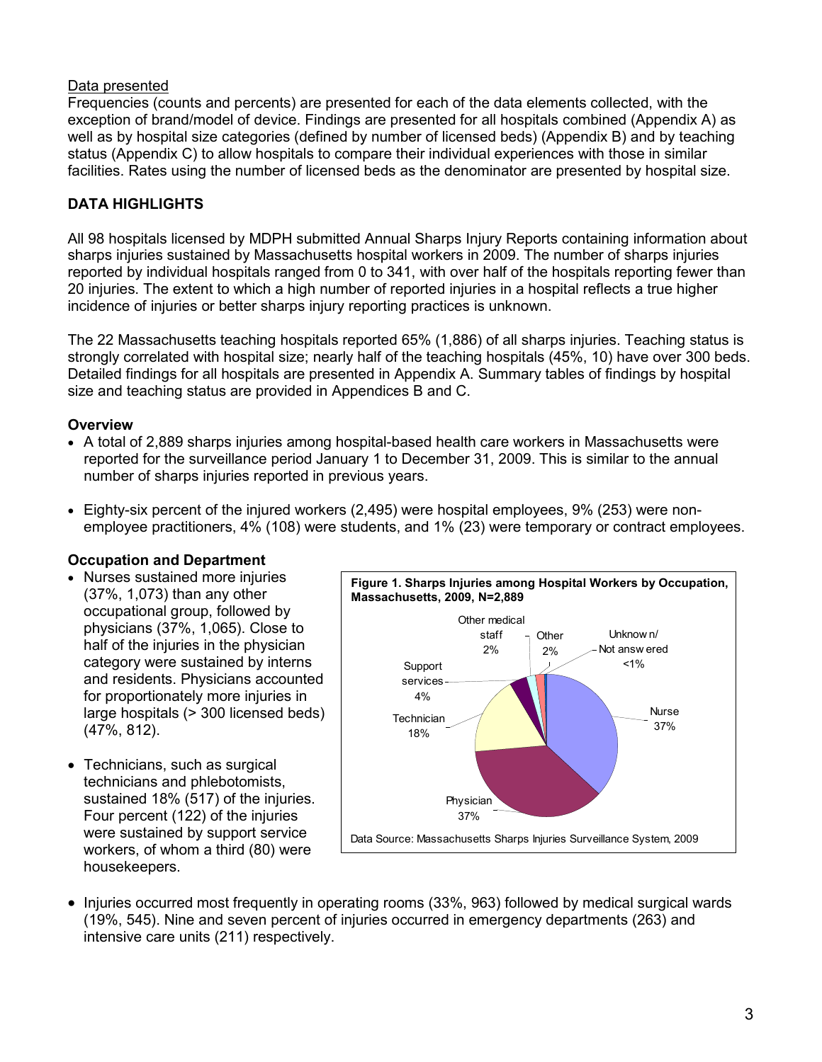Data presented

Frequencies (counts and percents) are presented for each of the data elements collected, with the exception of brand/model of device. Findings are presented for all hospitals combined (Appendix A) as well as by hospital size categories (defined by number of licensed beds) (Appendix B) and by teaching status (Appendix C) to allow hospitals to compare their individual experiences with those in similar facilities. Rates using the number of licensed beds as the denominator are presented by hospital size.

## DATA HIGHLIGHTS

All 98 hospitals licensed by MDPH submitted Annual Sharps Injury Reports containing information about sharps injuries sustained by Massachusetts hospital workers in 2009. The number of sharps injuries reported by individual hospitals ranged from 0 to 341, with over half of the hospitals reporting fewer than 20 injuries. The extent to which a high number of reported injuries in a hospital reflects a true higher incidence of injuries or better sharps injury reporting practices is unknown.

The 22 Massachusetts teaching hospitals reported 65% (1,886) of all sharps injuries. Teaching status is strongly correlated with hospital size; nearly half of the teaching hospitals (45%, 10) have over 300 beds. Detailed findings for all hospitals are presented in Appendix A. Summary tables of findings by hospital size and teaching status are provided in Appendices B and C.

### Overview

- A total of 2,889 sharps injuries among hospital-based health care workers in Massachusetts were reported for the surveillance period January 1 to December 31, 2009. This is similar to the annual number of sharps injuries reported in previous years.
- Eighty-six percent of the injured workers (2,495) were hospital employees, 9% (253) were non-employee practitioners, 4% (108) were students, and 1% (23) were temporary or contract employees.

### Occupation and Department

- Nurses sustained more injuries (37%, 1,073) than any other occupational group, followed by physicians (37%, 1,065). Close to half of the injuries in the physician category were sustained by interns and residents. Physicians accounted for proportionately more injuries in large hospitals (> 300 licensed beds) (47%, 812).
- Technicians, such as surgical technicians and phlebotomists, sustained 18% (517) of the injuries. Four percent (122) of the injuries were sustained by support service workers, of whom a third (80) were housekeepers.

**Figure 1. Sharps Injuries among Hospital Workers by Occupation, Massachusetts, 2009, N=2,889**

| Occupation | Percent |
|---|---|
| Nurse | 37% |
| Physician | 37% |
| Technician | 18% |
| Support services | 4% |
| Other medical staff | 2% |
| Other | 2% |
| Unknown/Not answered | <1% |

Data Source: Massachusetts Sharps Injuries Surveillance System, 2009

- Injuries occurred most frequently in operating rooms (33%, 963) followed by medical surgical wards (19%, 545). Nine and seven percent of injuries occurred in emergency departments (263) and intensive care units (211) respectively.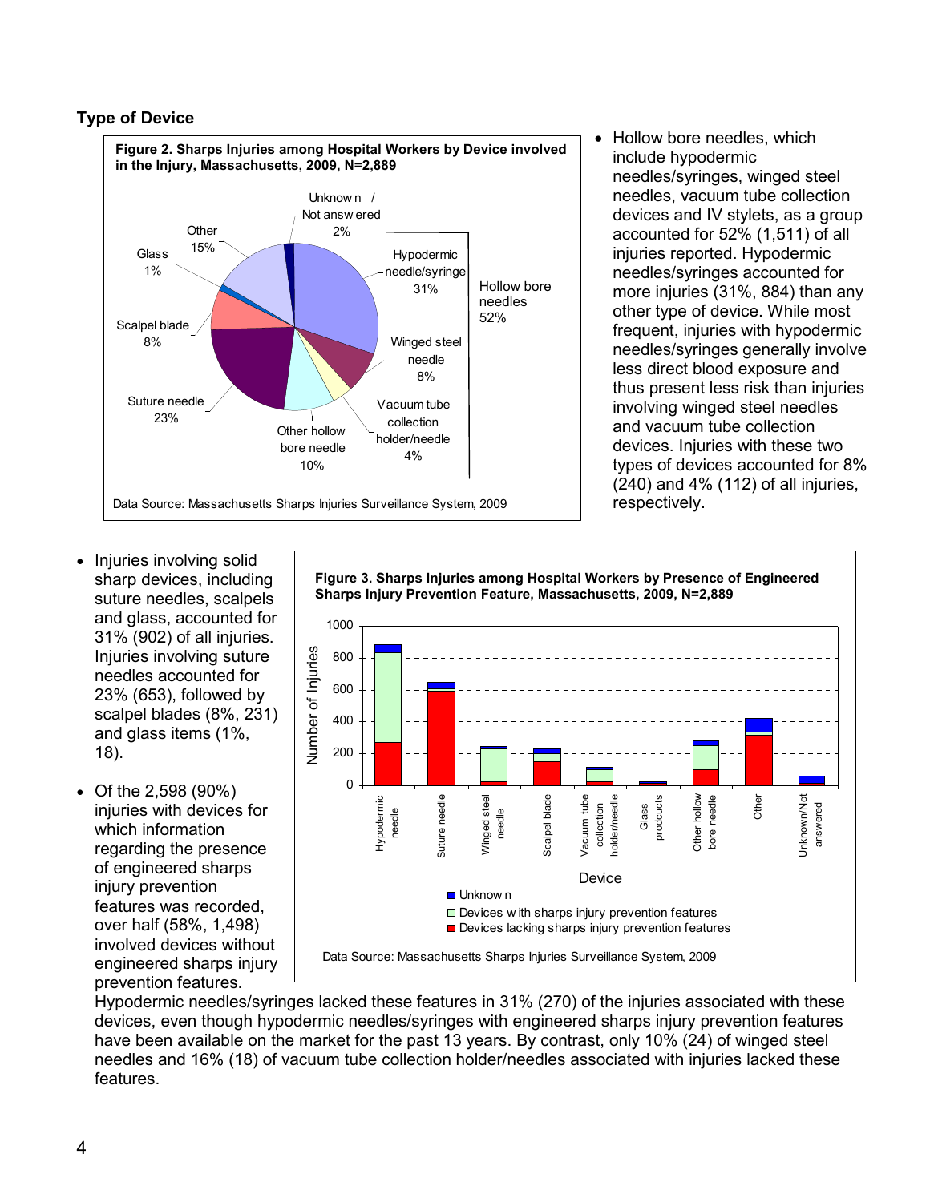### Type of Device

**Figure 2. Sharps Injuries among Hospital Workers by Device involved in the Injury, Massachusetts, 2009, N=2,889**

Data Source: Massachusetts Sharps Injuries Surveillance System, 2009

- Hollow bore needles, which include hypodermic needles/syringes, winged steel needles, vacuum tube collection devices and IV stylets, as a group accounted for 52% (1,511) of all injuries reported. Hypodermic needles/syringes accounted for more injuries (31%, 884) than any other type of device. While most frequent, injuries with hypodermic needles/syringes generally involve less direct blood exposure and thus present less risk than injuries involving winged steel needles and vacuum tube collection devices. Injuries with these two types of devices accounted for 8% (240) and 4% (112) of all injuries, respectively.

- Injuries involving solid sharp devices, including suture needles, scalpels and glass, accounted for 31% (902) of all injuries. Injuries involving suture needles accounted for 23% (653), followed by scalpel blades (8%, 231) and glass items (1%, 18).

- Of the 2,598 (90%) injuries with devices for which information regarding the presence of engineered sharps injury prevention features was recorded, over half (58%, 1,498) involved devices without engineered sharps injury prevention features. Hypodermic needles/syringes lacked these features in 31% (270) of the injuries associated with these devices, even though hypodermic needles/syringes with engineered sharps injury prevention features have been available on the market for the past 13 years. By contrast, only 10% (24) of winged steel needles and 16% (18) of vacuum tube collection holder/needles associated with injuries lacked these features.

**Figure 3. Sharps Injuries among Hospital Workers by Presence of Engineered Sharps Injury Prevention Feature, Massachusetts, 2009, N=2,889**

Data Source: Massachusetts Sharps Injuries Surveillance System, 2009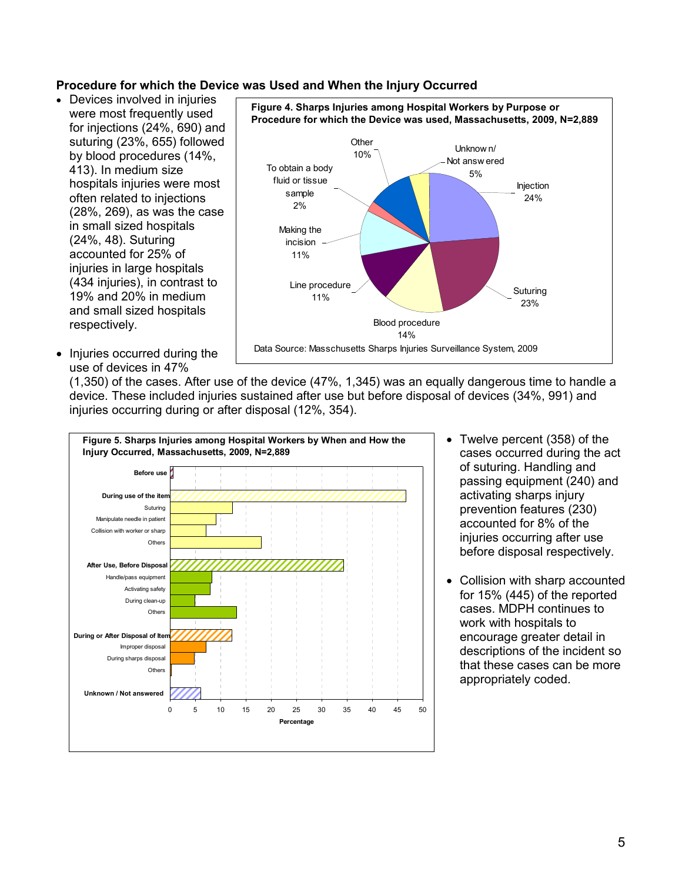## Procedure for which the Device was Used and When the Injury Occurred

- Devices involved in injuries were most frequently used for injections (24%, 690) and suturing (23%, 655) followed by blood procedures (14%, 413). In medium size hospitals injuries were most often related to injections (28%, 269), as was the case in small sized hospitals (24%, 48). Suturing accounted for 25% of injuries in large hospitals (434 injuries), in contrast to 19% and 20% in medium and small sized hospitals respectively.

**Figure 4. Sharps Injuries among Hospital Workers by Purpose or Procedure for which the Device was used, Massachusetts, 2009, N=2,889**

| Purpose or Procedure | Percent |
|---|---|
| Injection | 24% |
| Suturing | 23% |
| Blood procedure | 14% |
| Line procedure | 11% |
| Making the incision | 11% |
| To obtain a body fluid or tissue sample | 2% |
| Other | 10% |
| Unknown/Not answered | 5% |

Data Source: Masschusetts Sharps Injuries Surveillance System, 2009

- Injuries occurred during the use of devices in 47% (1,350) of the cases. After use of the device (47%, 1,345) was an equally dangerous time to handle a device. These included injuries sustained after use but before disposal of devices (34%, 991) and injuries occurring during or after disposal (12%, 354).

**Figure 5. Sharps Injuries among Hospital Workers by When and How the Injury Occurred, Massachusetts, 2009, N=2,889**

Categories shown (Percentage): Before use; During use of the item (Suturing, Manipulate needle in patient, Collision with worker or sharp, Others); After Use, Before Disposal (Handle/pass equipment, Activating safety, During clean-up, Others); During or After Disposal of Item (Improper disposal, During sharps disposal, Others); Unknown / Not answered

- Twelve percent (358) of the cases occurred during the act of suturing. Handling and passing equipment (240) and activating sharps injury prevention features (230) accounted for 8% of the injuries occurring after use before disposal respectively.

- Collision with sharp accounted for 15% (445) of the reported cases. MDPH continues to work with hospitals to encourage greater detail in descriptions of the incident so that these cases can be more appropriately coded.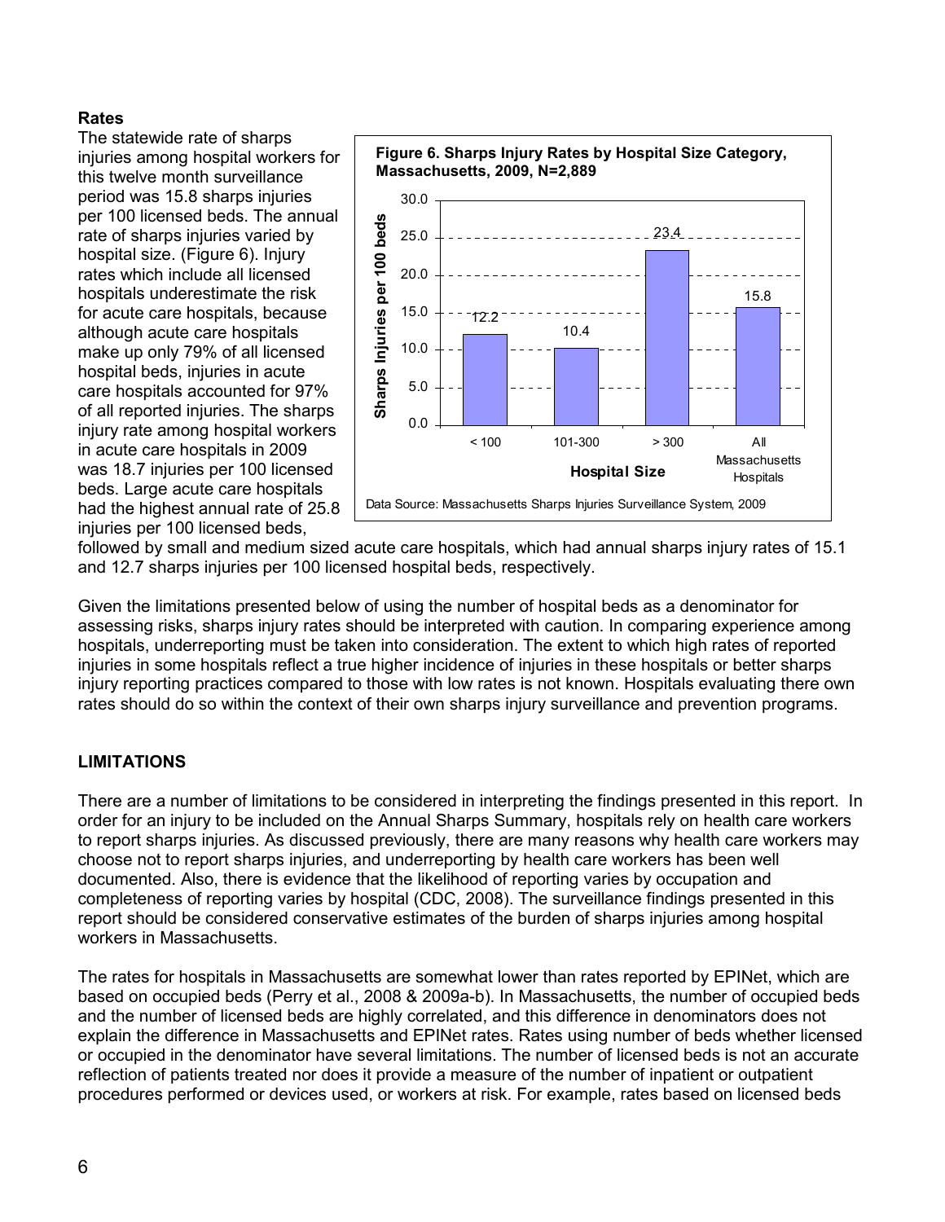### Rates

The statewide rate of sharps injuries among hospital workers for this twelve month surveillance period was 15.8 sharps injuries per 100 licensed beds. The annual rate of sharps injuries varied by hospital size. (Figure 6). Injury rates which include all licensed hospitals underestimate the risk for acute care hospitals, because although acute care hospitals make up only 79% of all licensed hospital beds, injuries in acute care hospitals accounted for 97% of all reported injuries. The sharps injury rate among hospital workers in acute care hospitals in 2009 was 18.7 injuries per 100 licensed beds. Large acute care hospitals had the highest annual rate of 25.8 injuries per 100 licensed beds, followed by small and medium sized acute care hospitals, which had annual sharps injury rates of 15.1 and 12.7 sharps injuries per 100 licensed hospital beds, respectively.

**Figure 6. Sharps Injury Rates by Hospital Size Category, Massachusetts, 2009, N=2,889**

| Hospital Size | Sharps Injuries per 100 beds |
|---|---|
| < 100 | 12.2 |
| 101-300 | 10.4 |
| > 300 | 23.4 |
| All Massachusetts Hospitals | 15.8 |

Data Source: Massachusetts Sharps Injuries Surveillance System, 2009

Given the limitations presented below of using the number of hospital beds as a denominator for assessing risks, sharps injury rates should be interpreted with caution. In comparing experience among hospitals, underreporting must be taken into consideration. The extent to which high rates of reported injuries in some hospitals reflect a true higher incidence of injuries in these hospitals or better sharps injury reporting practices compared to those with low rates is not known. Hospitals evaluating there own rates should do so within the context of their own sharps injury surveillance and prevention programs.

## LIMITATIONS

There are a number of limitations to be considered in interpreting the findings presented in this report. In order for an injury to be included on the Annual Sharps Summary, hospitals rely on health care workers to report sharps injuries. As discussed previously, there are many reasons why health care workers may choose not to report sharps injuries, and underreporting by health care workers has been well documented. Also, there is evidence that the likelihood of reporting varies by occupation and completeness of reporting varies by hospital (CDC, 2008). The surveillance findings presented in this report should be considered conservative estimates of the burden of sharps injuries among hospital workers in Massachusetts.

The rates for hospitals in Massachusetts are somewhat lower than rates reported by EPINet, which are based on occupied beds (Perry et al., 2008 & 2009a-b). In Massachusetts, the number of occupied beds and the number of licensed beds are highly correlated, and this difference in denominators does not explain the difference in Massachusetts and EPINet rates. Rates using number of beds whether licensed or occupied in the denominator have several limitations. The number of licensed beds is not an accurate reflection of patients treated nor does it provide a measure of the number of inpatient or outpatient procedures performed or devices used, or workers at risk. For example, rates based on licensed beds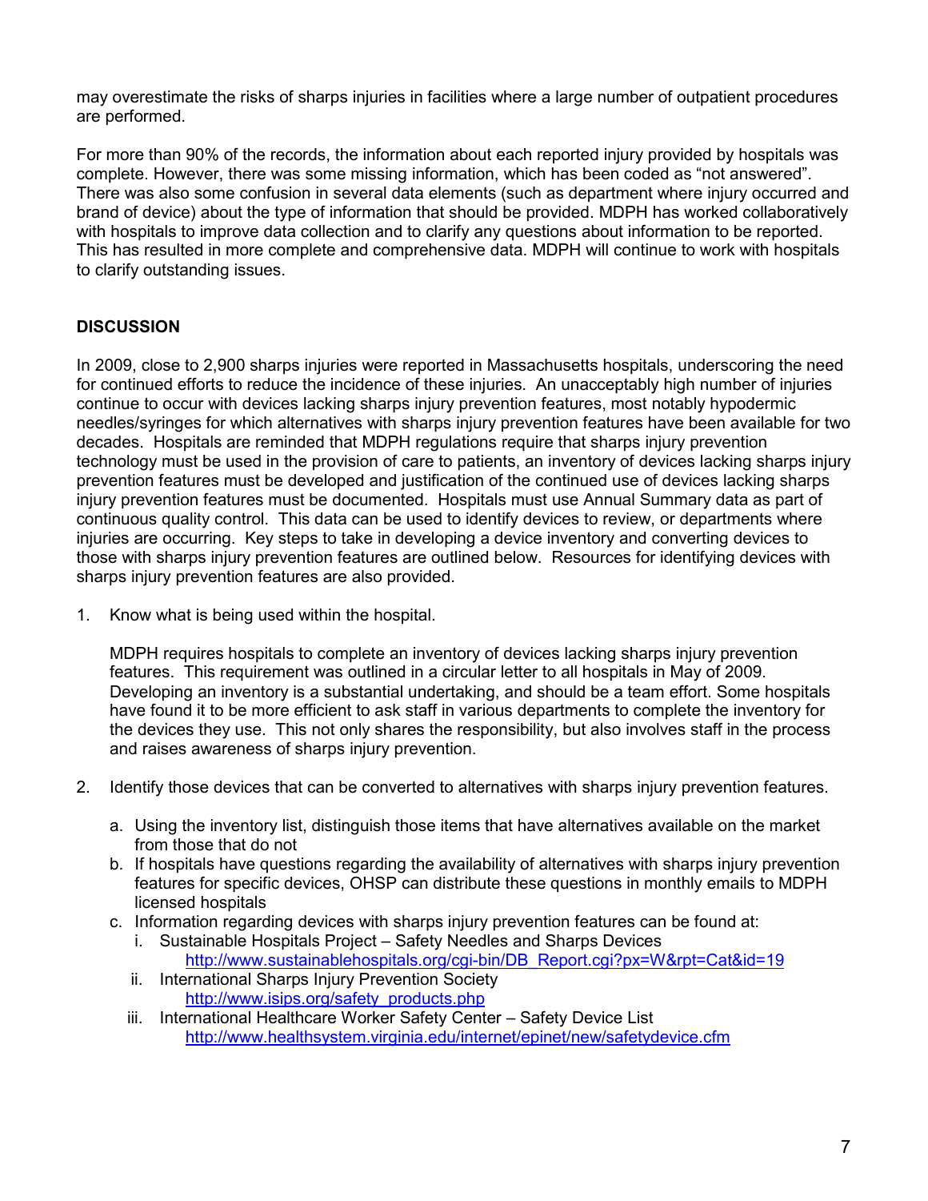may overestimate the risks of sharps injuries in facilities where a large number of outpatient procedures are performed.

For more than 90% of the records, the information about each reported injury provided by hospitals was complete. However, there was some missing information, which has been coded as "not answered". There was also some confusion in several data elements (such as department where injury occurred and brand of device) about the type of information that should be provided. MDPH has worked collaboratively with hospitals to improve data collection and to clarify any questions about information to be reported. This has resulted in more complete and comprehensive data. MDPH will continue to work with hospitals to clarify outstanding issues.

## DISCUSSION

In 2009, close to 2,900 sharps injuries were reported in Massachusetts hospitals, underscoring the need for continued efforts to reduce the incidence of these injuries. An unacceptably high number of injuries continue to occur with devices lacking sharps injury prevention features, most notably hypodermic needles/syringes for which alternatives with sharps injury prevention features have been available for two decades. Hospitals are reminded that MDPH regulations require that sharps injury prevention technology must be used in the provision of care to patients, an inventory of devices lacking sharps injury prevention features must be developed and justification of the continued use of devices lacking sharps injury prevention features must be documented. Hospitals must use Annual Summary data as part of continuous quality control. This data can be used to identify devices to review, or departments where injuries are occurring. Key steps to take in developing a device inventory and converting devices to those with sharps injury prevention features are outlined below. Resources for identifying devices with sharps injury prevention features are also provided.

1. Know what is being used within the hospital.

   MDPH requires hospitals to complete an inventory of devices lacking sharps injury prevention features. This requirement was outlined in a circular letter to all hospitals in May of 2009. Developing an inventory is a substantial undertaking, and should be a team effort. Some hospitals have found it to be more efficient to ask staff in various departments to complete the inventory for the devices they use. This not only shares the responsibility, but also involves staff in the process and raises awareness of sharps injury prevention.

2. Identify those devices that can be converted to alternatives with sharps injury prevention features.

   a. Using the inventory list, distinguish those items that have alternatives available on the market from those that do not
   b. If hospitals have questions regarding the availability of alternatives with sharps injury prevention features for specific devices, OHSP can distribute these questions in monthly emails to MDPH licensed hospitals
   c. Information regarding devices with sharps injury prevention features can be found at:
      i. Sustainable Hospitals Project – Safety Needles and Sharps Devices
         http://www.sustainablehospitals.org/cgi-bin/DB_Report.cgi?px=W&rpt=Cat&id=19
      ii. International Sharps Injury Prevention Society
         http://www.isips.org/safety_products.php
      iii. International Healthcare Worker Safety Center – Safety Device List
         http://www.healthsystem.virginia.edu/internet/epinet/new/safetydevice.cfm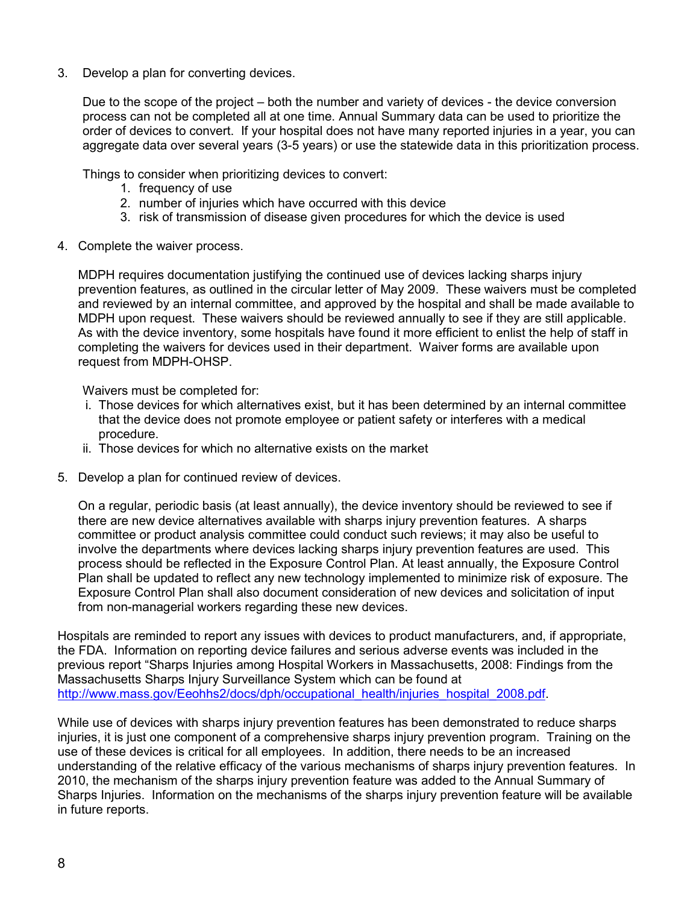3. Develop a plan for converting devices.

   Due to the scope of the project – both the number and variety of devices - the device conversion process can not be completed all at one time. Annual Summary data can be used to prioritize the order of devices to convert. If your hospital does not have many reported injuries in a year, you can aggregate data over several years (3-5 years) or use the statewide data in this prioritization process.

   Things to consider when prioritizing devices to convert:
   1. frequency of use
   2. number of injuries which have occurred with this device
   3. risk of transmission of disease given procedures for which the device is used

4. Complete the waiver process.

   MDPH requires documentation justifying the continued use of devices lacking sharps injury prevention features, as outlined in the circular letter of May 2009. These waivers must be completed and reviewed by an internal committee, and approved by the hospital and shall be made available to MDPH upon request. These waivers should be reviewed annually to see if they are still applicable. As with the device inventory, some hospitals have found it more efficient to enlist the help of staff in completing the waivers for devices used in their department. Waiver forms are available upon request from MDPH-OHSP.

   Waivers must be completed for:
   i. Those devices for which alternatives exist, but it has been determined by an internal committee that the device does not promote employee or patient safety or interferes with a medical procedure.
   ii. Those devices for which no alternative exists on the market

5. Develop a plan for continued review of devices.

   On a regular, periodic basis (at least annually), the device inventory should be reviewed to see if there are new device alternatives available with sharps injury prevention features. A sharps committee or product analysis committee could conduct such reviews; it may also be useful to involve the departments where devices lacking sharps injury prevention features are used. This process should be reflected in the Exposure Control Plan. At least annually, the Exposure Control Plan shall be updated to reflect any new technology implemented to minimize risk of exposure. The Exposure Control Plan shall also document consideration of new devices and solicitation of input from non-managerial workers regarding these new devices.

Hospitals are reminded to report any issues with devices to product manufacturers, and, if appropriate, the FDA. Information on reporting device failures and serious adverse events was included in the previous report "Sharps Injuries among Hospital Workers in Massachusetts, 2008: Findings from the Massachusetts Sharps Injury Surveillance System which can be found at http://www.mass.gov/Eeohhs2/docs/dph/occupational_health/injuries_hospital_2008.pdf.

While use of devices with sharps injury prevention features has been demonstrated to reduce sharps injuries, it is just one component of a comprehensive sharps injury prevention program. Training on the use of these devices is critical for all employees. In addition, there needs to be an increased understanding of the relative efficacy of the various mechanisms of sharps injury prevention features. In 2010, the mechanism of the sharps injury prevention feature was added to the Annual Summary of Sharps Injuries. Information on the mechanisms of the sharps injury prevention feature will be available in future reports.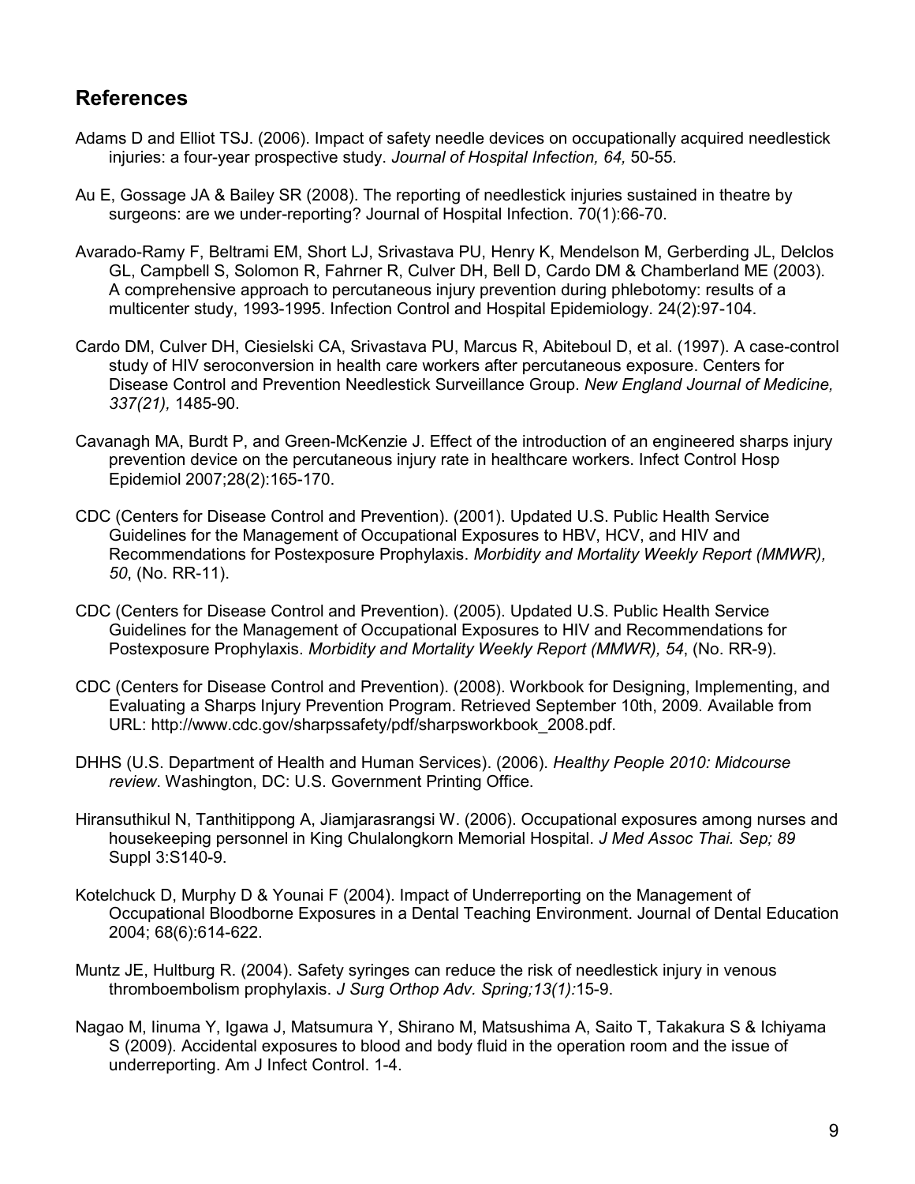## References

Adams D and Elliot TSJ. (2006). Impact of safety needle devices on occupationally acquired needlestick injuries: a four-year prospective study. *Journal of Hospital Infection, 64,* 50-55.

Au E, Gossage JA & Bailey SR (2008). The reporting of needlestick injuries sustained in theatre by surgeons: are we under-reporting? Journal of Hospital Infection. 70(1):66-70.

Avarado-Ramy F, Beltrami EM, Short LJ, Srivastava PU, Henry K, Mendelson M, Gerberding JL, Delclos GL, Campbell S, Solomon R, Fahrner R, Culver DH, Bell D, Cardo DM & Chamberland ME (2003). A comprehensive approach to percutaneous injury prevention during phlebotomy: results of a multicenter study, 1993-1995. Infection Control and Hospital Epidemiology. 24(2):97-104.

Cardo DM, Culver DH, Ciesielski CA, Srivastava PU, Marcus R, Abiteboul D, et al. (1997). A case-control study of HIV seroconversion in health care workers after percutaneous exposure. Centers for Disease Control and Prevention Needlestick Surveillance Group. *New England Journal of Medicine, 337(21),* 1485-90.

Cavanagh MA, Burdt P, and Green-McKenzie J. Effect of the introduction of an engineered sharps injury prevention device on the percutaneous injury rate in healthcare workers. Infect Control Hosp Epidemiol 2007;28(2):165-170.

CDC (Centers for Disease Control and Prevention). (2001). Updated U.S. Public Health Service Guidelines for the Management of Occupational Exposures to HBV, HCV, and HIV and Recommendations for Postexposure Prophylaxis. *Morbidity and Mortality Weekly Report (MMWR), 50*, (No. RR-11).

CDC (Centers for Disease Control and Prevention). (2005). Updated U.S. Public Health Service Guidelines for the Management of Occupational Exposures to HIV and Recommendations for Postexposure Prophylaxis. *Morbidity and Mortality Weekly Report (MMWR), 54*, (No. RR-9).

CDC (Centers for Disease Control and Prevention). (2008). Workbook for Designing, Implementing, and Evaluating a Sharps Injury Prevention Program. Retrieved September 10th, 2009. Available from URL: http://www.cdc.gov/sharpssafety/pdf/sharpsworkbook_2008.pdf.

DHHS (U.S. Department of Health and Human Services). (2006). *Healthy People 2010: Midcourse review*. Washington, DC: U.S. Government Printing Office.

Hiransuthikul N, Tanthitippong A, Jiamjarasrangsi W. (2006). Occupational exposures among nurses and housekeeping personnel in King Chulalongkorn Memorial Hospital. *J Med Assoc Thai. Sep; 89* Suppl 3:S140-9.

Kotelchuck D, Murphy D & Younai F (2004). Impact of Underreporting on the Management of Occupational Bloodborne Exposures in a Dental Teaching Environment. Journal of Dental Education 2004; 68(6):614-622.

Muntz JE, Hultburg R. (2004). Safety syringes can reduce the risk of needlestick injury in venous thromboembolism prophylaxis. *J Surg Orthop Adv. Spring;13(1):*15-9.

Nagao M, Iinuma Y, Igawa J, Matsumura Y, Shirano M, Matsushima A, Saito T, Takakura S & Ichiyama S (2009). Accidental exposures to blood and body fluid in the operation room and the issue of underreporting. Am J Infect Control. 1-4.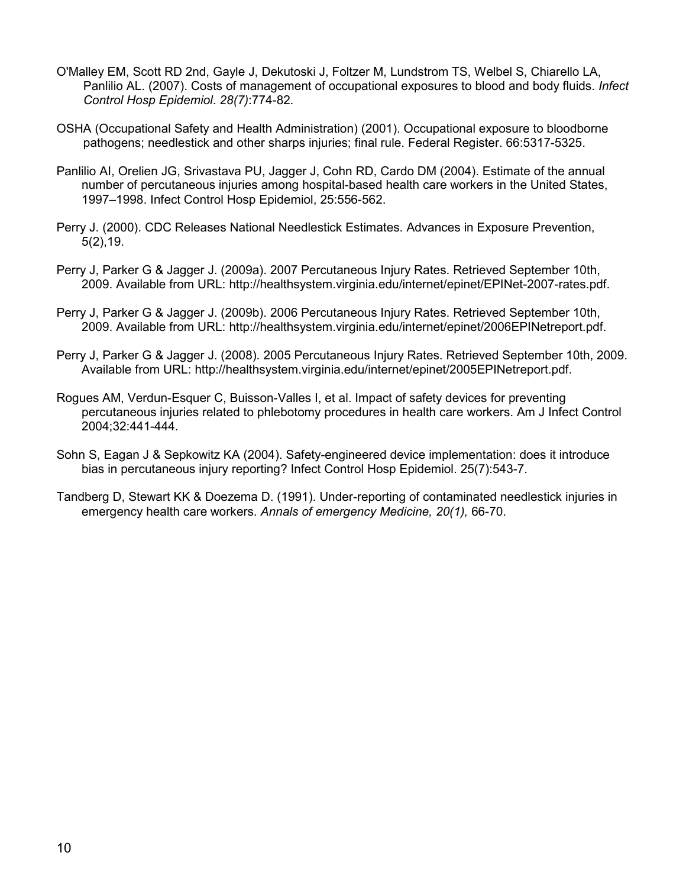O'Malley EM, Scott RD 2nd, Gayle J, Dekutoski J, Foltzer M, Lundstrom TS, Welbel S, Chiarello LA, Panlilio AL. (2007). Costs of management of occupational exposures to blood and body fluids. *Infect Control Hosp Epidemiol*. *28(7)*:774-82.

OSHA (Occupational Safety and Health Administration) (2001). Occupational exposure to bloodborne pathogens; needlestick and other sharps injuries; final rule. Federal Register. 66:5317-5325.

Panlilio AI, Orelien JG, Srivastava PU, Jagger J, Cohn RD, Cardo DM (2004). Estimate of the annual number of percutaneous injuries among hospital-based health care workers in the United States, 1997–1998. Infect Control Hosp Epidemiol, 25:556-562.

Perry J. (2000). CDC Releases National Needlestick Estimates. Advances in Exposure Prevention, 5(2),19.

Perry J, Parker G & Jagger J. (2009a). 2007 Percutaneous Injury Rates. Retrieved September 10th, 2009. Available from URL: http://healthsystem.virginia.edu/internet/epinet/EPINet-2007-rates.pdf.

Perry J, Parker G & Jagger J. (2009b). 2006 Percutaneous Injury Rates. Retrieved September 10th, 2009. Available from URL: http://healthsystem.virginia.edu/internet/epinet/2006EPINetreport.pdf.

Perry J, Parker G & Jagger J. (2008). 2005 Percutaneous Injury Rates. Retrieved September 10th, 2009. Available from URL: http://healthsystem.virginia.edu/internet/epinet/2005EPINetreport.pdf.

Rogues AM, Verdun-Esquer C, Buisson-Valles I, et al. Impact of safety devices for preventing percutaneous injuries related to phlebotomy procedures in health care workers. Am J Infect Control 2004;32:441-444.

Sohn S, Eagan J & Sepkowitz KA (2004). Safety-engineered device implementation: does it introduce bias in percutaneous injury reporting? Infect Control Hosp Epidemiol. 25(7):543-7.

Tandberg D, Stewart KK & Doezema D. (1991). Under-reporting of contaminated needlestick injuries in emergency health care workers. *Annals of emergency Medicine, 20(1),* 66-70.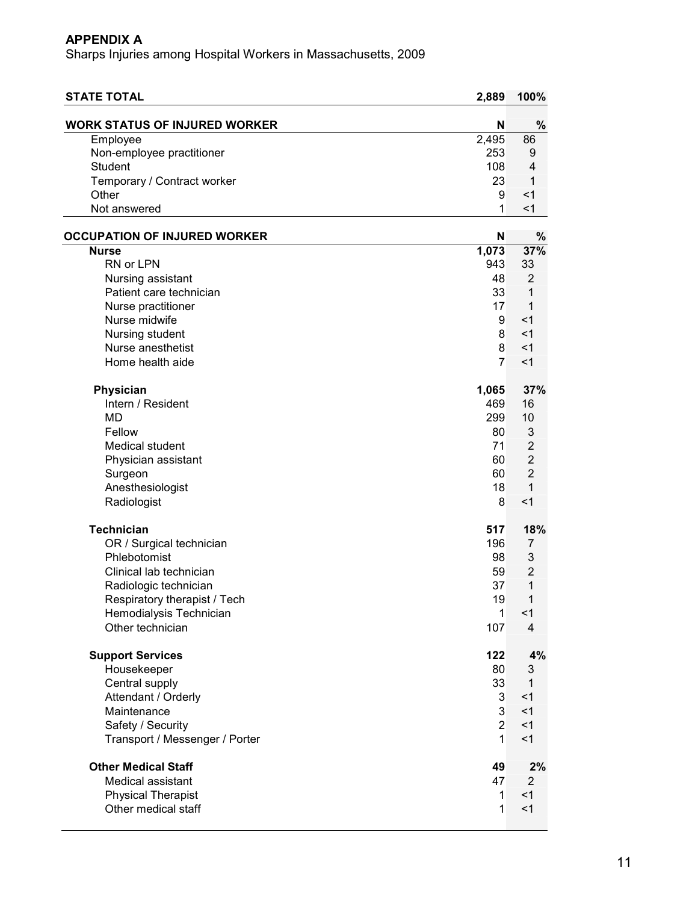## APPENDIX A

Sharps Injuries among Hospital Workers in Massachusetts, 2009

| STATE TOTAL | 2,889 | 100% |
|---|---|---|
| **WORK STATUS OF INJURED WORKER** | **N** | **%** |
| Employee | 2,495 | 86 |
| Non-employee practitioner | 253 | 9 |
| Student | 108 | 4 |
| Temporary / Contract worker | 23 | 1 |
| Other | 9 | <1 |
| Not answered | 1 | <1 |
| **OCCUPATION OF INJURED WORKER** | **N** | **%** |
| **Nurse** | **1,073** | **37%** |
| RN or LPN | 943 | 33 |
| Nursing assistant | 48 | 2 |
| Patient care technician | 33 | 1 |
| Nurse practitioner | 17 | 1 |
| Nurse midwife | 9 | <1 |
| Nursing student | 8 | <1 |
| Nurse anesthetist | 8 | <1 |
| Home health aide | 7 | <1 |
| **Physician** | **1,065** | **37%** |
| Intern / Resident | 469 | 16 |
| MD | 299 | 10 |
| Fellow | 80 | 3 |
| Medical student | 71 | 2 |
| Physician assistant | 60 | 2 |
| Surgeon | 60 | 2 |
| Anesthesiologist | 18 | 1 |
| Radiologist | 8 | <1 |
| **Technician** | **517** | **18%** |
| OR / Surgical technician | 196 | 7 |
| Phlebotomist | 98 | 3 |
| Clinical lab technician | 59 | 2 |
| Radiologic technician | 37 | 1 |
| Respiratory therapist / Tech | 19 | 1 |
| Hemodialysis Technician | 1 | <1 |
| Other technician | 107 | 4 |
| **Support Services** | **122** | **4%** |
| Housekeeper | 80 | 3 |
| Central supply | 33 | 1 |
| Attendant / Orderly | 3 | <1 |
| Maintenance | 3 | <1 |
| Safety / Security | 2 | <1 |
| Transport / Messenger / Porter | 1 | <1 |
| **Other Medical Staff** | **49** | **2%** |
| Medical assistant | 47 | 2 |
| Physical Therapist | 1 | <1 |
| Other medical staff | 1 | <1 |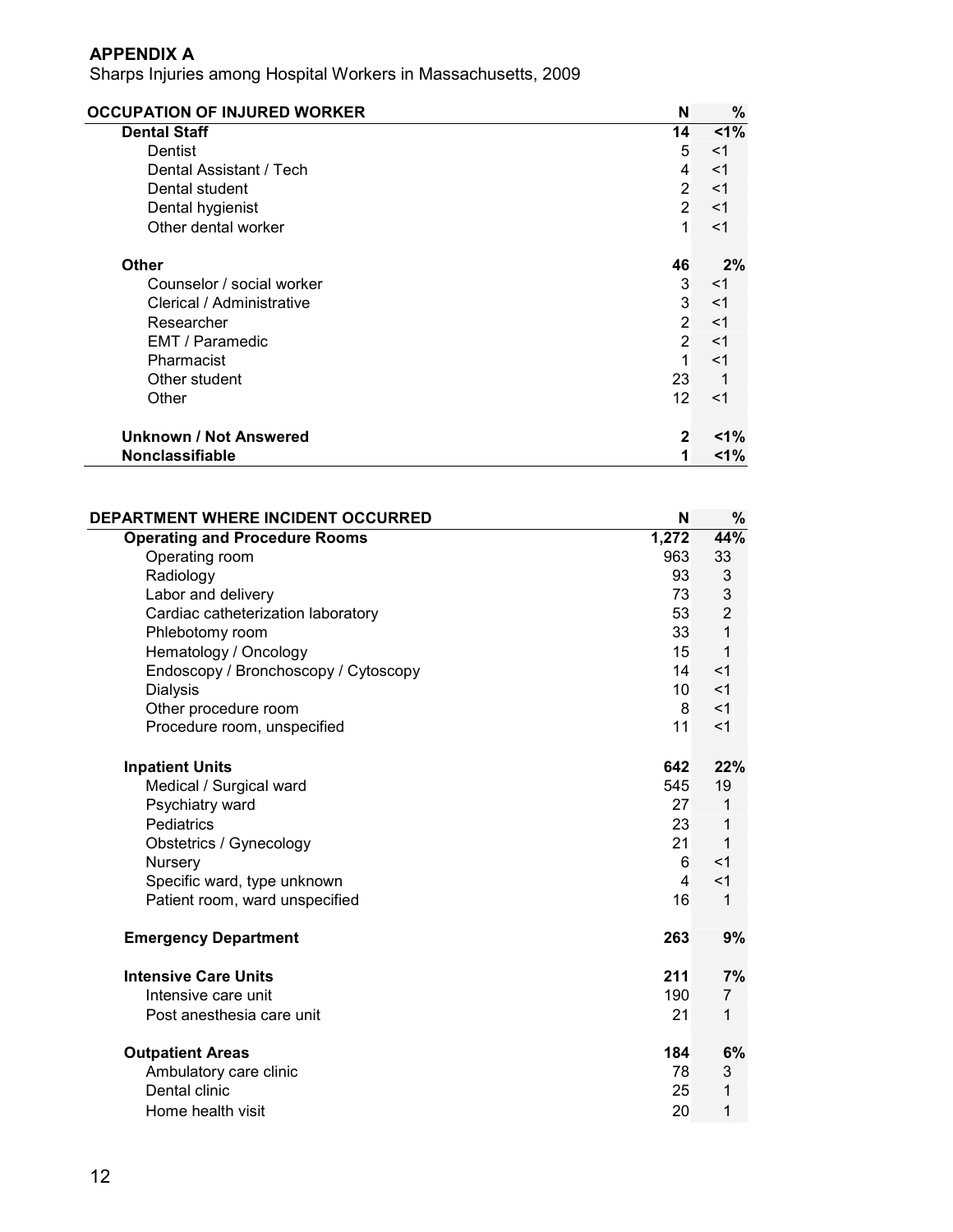## APPENDIX A

Sharps Injuries among Hospital Workers in Massachusetts, 2009

| OCCUPATION OF INJURED WORKER | N | % |
|---|---|---|
| **Dental Staff** | **14** | **<1%** |
| Dentist | 5 | <1 |
| Dental Assistant / Tech | 4 | <1 |
| Dental student | 2 | <1 |
| Dental hygienist | 2 | <1 |
| Other dental worker | 1 | <1 |
| **Other** | **46** | **2%** |
| Counselor / social worker | 3 | <1 |
| Clerical / Administrative | 3 | <1 |
| Researcher | 2 | <1 |
| EMT / Paramedic | 2 | <1 |
| Pharmacist | 1 | <1 |
| Other student | 23 | 1 |
| Other | 12 | <1 |
| **Unknown / Not Answered** | **2** | **<1%** |
| **Nonclassifiable** | **1** | **<1%** |

| DEPARTMENT WHERE INCIDENT OCCURRED | N | % |
|---|---|---|
| **Operating and Procedure Rooms** | **1,272** | **44%** |
| Operating room | 963 | 33 |
| Radiology | 93 | 3 |
| Labor and delivery | 73 | 3 |
| Cardiac catheterization laboratory | 53 | 2 |
| Phlebotomy room | 33 | 1 |
| Hematology / Oncology | 15 | 1 |
| Endoscopy / Bronchoscopy / Cytoscopy | 14 | <1 |
| Dialysis | 10 | <1 |
| Other procedure room | 8 | <1 |
| Procedure room, unspecified | 11 | <1 |
| **Inpatient Units** | **642** | **22%** |
| Medical / Surgical ward | 545 | 19 |
| Psychiatry ward | 27 | 1 |
| Pediatrics | 23 | 1 |
| Obstetrics / Gynecology | 21 | 1 |
| Nursery | 6 | <1 |
| Specific ward, type unknown | 4 | <1 |
| Patient room, ward unspecified | 16 | 1 |
| **Emergency Department** | **263** | **9%** |
| **Intensive Care Units** | **211** | **7%** |
| Intensive care unit | 190 | 7 |
| Post anesthesia care unit | 21 | 1 |
| **Outpatient Areas** | **184** | **6%** |
| Ambulatory care clinic | 78 | 3 |
| Dental clinic | 25 | 1 |
| Home health visit | 20 | 1 |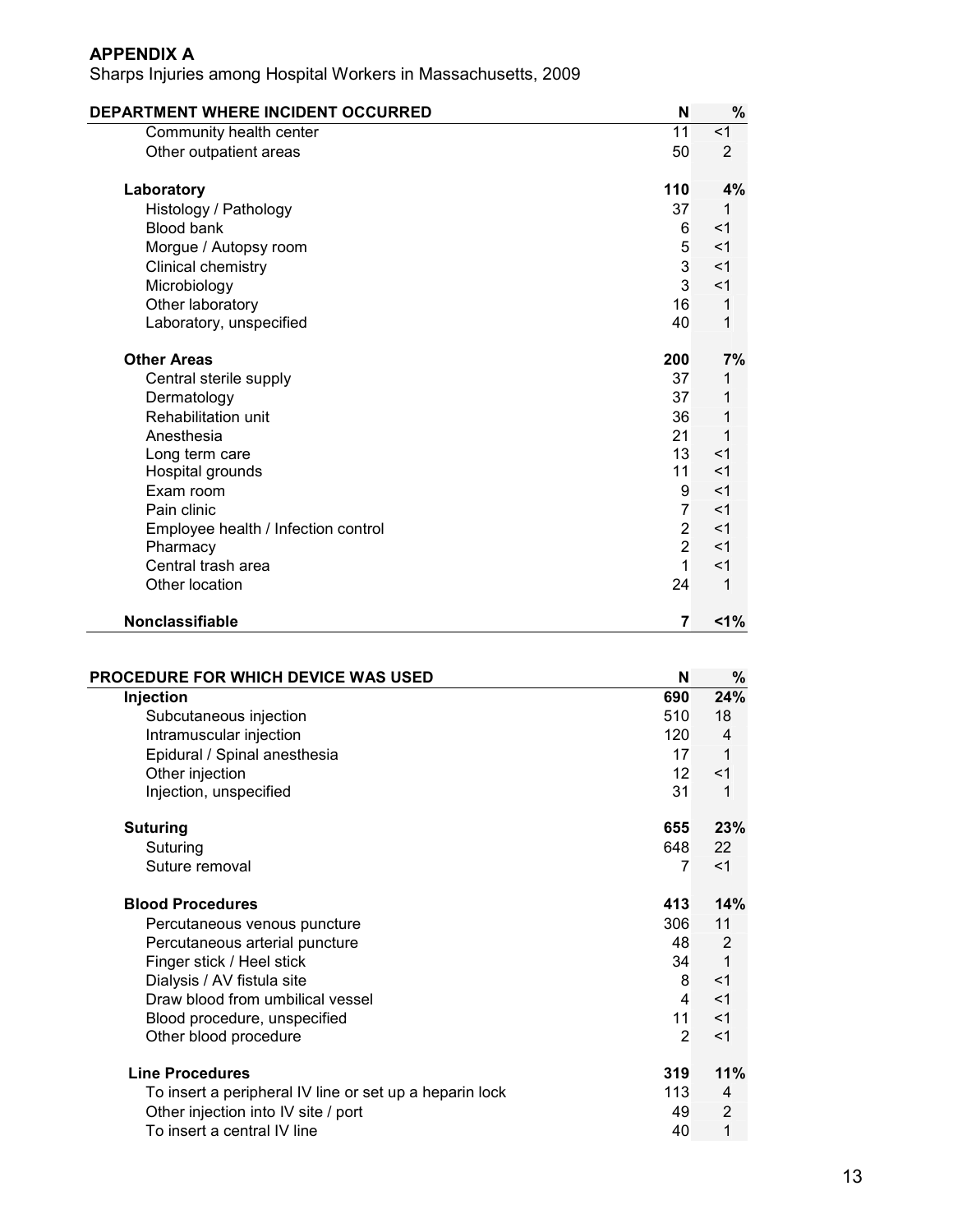## APPENDIX A

Sharps Injuries among Hospital Workers in Massachusetts, 2009

| DEPARTMENT WHERE INCIDENT OCCURRED | N | % |
|---|---|---|
| Community health center | 11 | <1 |
| Other outpatient areas | 50 | 2 |
| **Laboratory** | **110** | **4%** |
| Histology / Pathology | 37 | 1 |
| Blood bank | 6 | <1 |
| Morgue / Autopsy room | 5 | <1 |
| Clinical chemistry | 3 | <1 |
| Microbiology | 3 | <1 |
| Other laboratory | 16 | 1 |
| Laboratory, unspecified | 40 | 1 |
| **Other Areas** | **200** | **7%** |
| Central sterile supply | 37 | 1 |
| Dermatology | 37 | 1 |
| Rehabilitation unit | 36 | 1 |
| Anesthesia | 21 | 1 |
| Long term care | 13 | <1 |
| Hospital grounds | 11 | <1 |
| Exam room | 9 | <1 |
| Pain clinic | 7 | <1 |
| Employee health / Infection control | 2 | <1 |
| Pharmacy | 2 | <1 |
| Central trash area | 1 | <1 |
| Other location | 24 | 1 |
| **Nonclassifiable** | **7** | **<1%** |

| PROCEDURE FOR WHICH DEVICE WAS USED | N | % |
|---|---|---|
| **Injection** | **690** | **24%** |
| Subcutaneous injection | 510 | 18 |
| Intramuscular injection | 120 | 4 |
| Epidural / Spinal anesthesia | 17 | 1 |
| Other injection | 12 | <1 |
| Injection, unspecified | 31 | 1 |
| **Suturing** | **655** | **23%** |
| Suturing | 648 | 22 |
| Suture removal | 7 | <1 |
| **Blood Procedures** | **413** | **14%** |
| Percutaneous venous puncture | 306 | 11 |
| Percutaneous arterial puncture | 48 | 2 |
| Finger stick / Heel stick | 34 | 1 |
| Dialysis / AV fistula site | 8 | <1 |
| Draw blood from umbilical vessel | 4 | <1 |
| Blood procedure, unspecified | 11 | <1 |
| Other blood procedure | 2 | <1 |
| **Line Procedures** | **319** | **11%** |
| To insert a peripheral IV line or set up a heparin lock | 113 | 4 |
| Other injection into IV site / port | 49 | 2 |
| To insert a central IV line | 40 | 1 |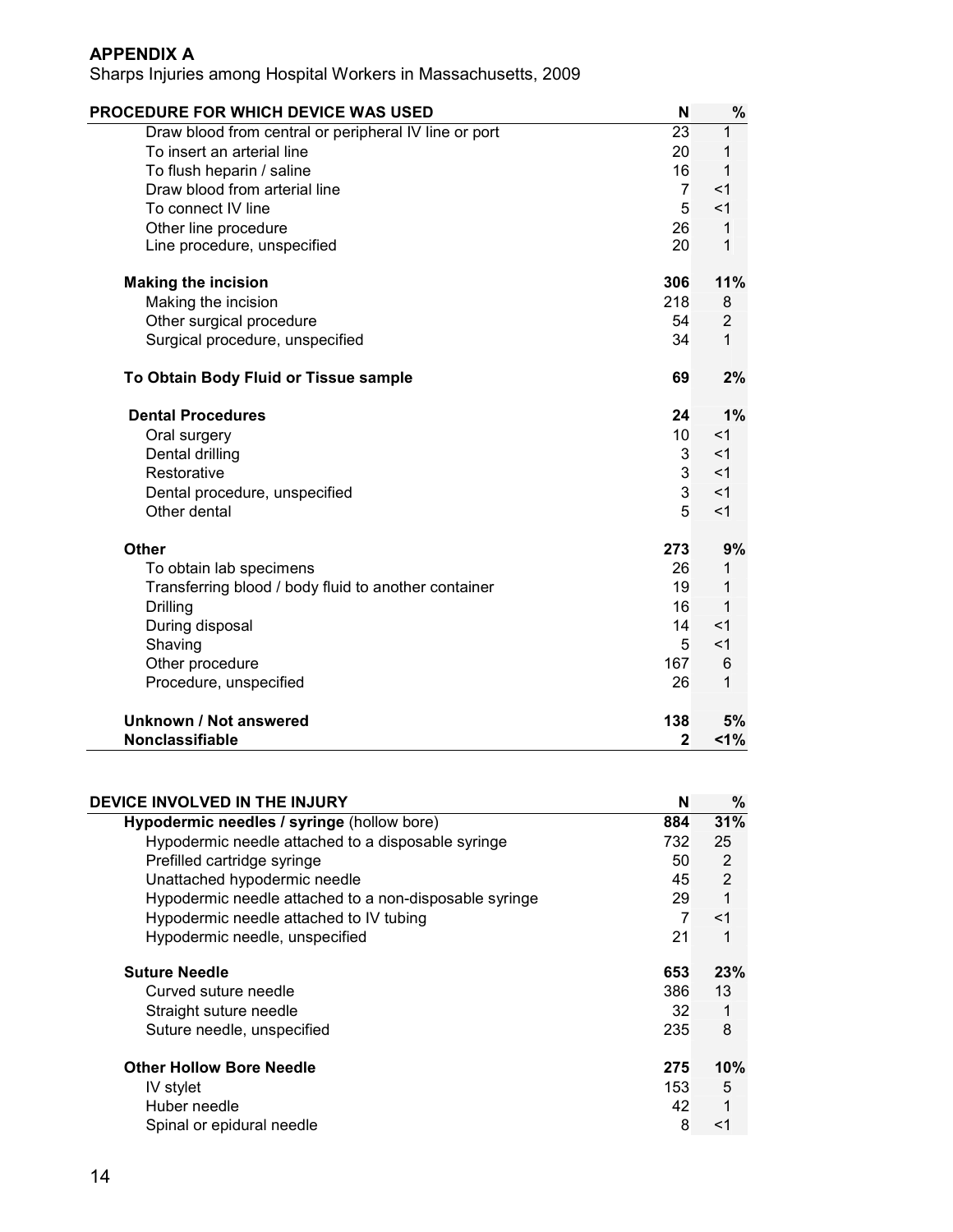## APPENDIX A

Sharps Injuries among Hospital Workers in Massachusetts, 2009

| PROCEDURE FOR WHICH DEVICE WAS USED | N | % |
|---|---|---|
| Draw blood from central or peripheral IV line or port | 23 | 1 |
| To insert an arterial line | 20 | 1 |
| To flush heparin / saline | 16 | 1 |
| Draw blood from arterial line | 7 | <1 |
| To connect IV line | 5 | <1 |
| Other line procedure | 26 | 1 |
| Line procedure, unspecified | 20 | 1 |
| **Making the incision** | **306** | **11%** |
| Making the incision | 218 | 8 |
| Other surgical procedure | 54 | 2 |
| Surgical procedure, unspecified | 34 | 1 |
| **To Obtain Body Fluid or Tissue sample** | **69** | **2%** |
| **Dental Procedures** | **24** | **1%** |
| Oral surgery | 10 | <1 |
| Dental drilling | 3 | <1 |
| Restorative | 3 | <1 |
| Dental procedure, unspecified | 3 | <1 |
| Other dental | 5 | <1 |
| **Other** | **273** | **9%** |
| To obtain lab specimens | 26 | 1 |
| Transferring blood / body fluid to another container | 19 | 1 |
| Drilling | 16 | 1 |
| During disposal | 14 | <1 |
| Shaving | 5 | <1 |
| Other procedure | 167 | 6 |
| Procedure, unspecified | 26 | 1 |
| **Unknown / Not answered** | **138** | **5%** |
| **Nonclassifiable** | **2** | **<1%** |

| DEVICE INVOLVED IN THE INJURY | N | % |
|---|---|---|
| **Hypodermic needles / syringe** (hollow bore) | **884** | **31%** |
| Hypodermic needle attached to a disposable syringe | 732 | 25 |
| Prefilled cartridge syringe | 50 | 2 |
| Unattached hypodermic needle | 45 | 2 |
| Hypodermic needle attached to a non-disposable syringe | 29 | 1 |
| Hypodermic needle attached to IV tubing | 7 | <1 |
| Hypodermic needle, unspecified | 21 | 1 |
| **Suture Needle** | **653** | **23%** |
| Curved suture needle | 386 | 13 |
| Straight suture needle | 32 | 1 |
| Suture needle, unspecified | 235 | 8 |
| **Other Hollow Bore Needle** | **275** | **10%** |
| IV stylet | 153 | 5 |
| Huber needle | 42 | 1 |
| Spinal or epidural needle | 8 | <1 |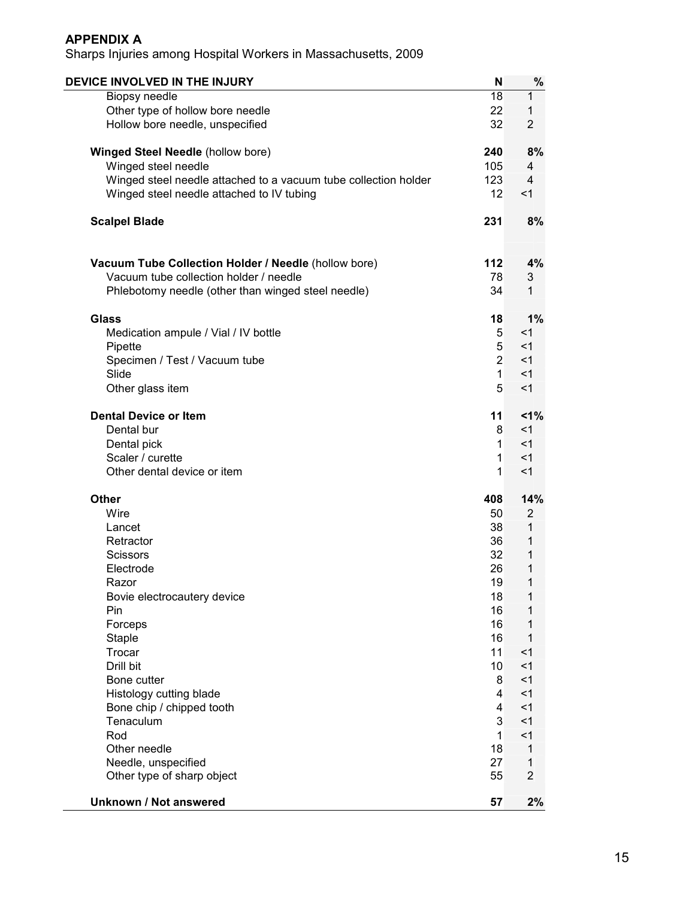## APPENDIX A

Sharps Injuries among Hospital Workers in Massachusetts, 2009

| DEVICE INVOLVED IN THE INJURY | N | % |
|---|---|---|
| Biopsy needle | 18 | 1 |
| Other type of hollow bore needle | 22 | 1 |
| Hollow bore needle, unspecified | 32 | 2 |
| **Winged Steel Needle** (hollow bore) | **240** | **8%** |
| Winged steel needle | 105 | 4 |
| Winged steel needle attached to a vacuum tube collection holder | 123 | 4 |
| Winged steel needle attached to IV tubing | 12 | <1 |
| **Scalpel Blade** | **231** | **8%** |
| **Vacuum Tube Collection Holder / Needle** (hollow bore) | **112** | **4%** |
| Vacuum tube collection holder / needle | 78 | 3 |
| Phlebotomy needle (other than winged steel needle) | 34 | 1 |
| **Glass** | **18** | **1%** |
| Medication ampule / Vial / IV bottle | 5 | <1 |
| Pipette | 5 | <1 |
| Specimen / Test / Vacuum tube | 2 | <1 |
| Slide | 1 | <1 |
| Other glass item | 5 | <1 |
| **Dental Device or Item** | **11** | **<1%** |
| Dental bur | 8 | <1 |
| Dental pick | 1 | <1 |
| Scaler / curette | 1 | <1 |
| Other dental device or item | 1 | <1 |
| **Other** | **408** | **14%** |
| Wire | 50 | 2 |
| Lancet | 38 | 1 |
| Retractor | 36 | 1 |
| Scissors | 32 | 1 |
| Electrode | 26 | 1 |
| Razor | 19 | 1 |
| Bovie electrocautery device | 18 | 1 |
| Pin | 16 | 1 |
| Forceps | 16 | 1 |
| Staple | 16 | 1 |
| Trocar | 11 | <1 |
| Drill bit | 10 | <1 |
| Bone cutter | 8 | <1 |
| Histology cutting blade | 4 | <1 |
| Bone chip / chipped tooth | 4 | <1 |
| Tenaculum | 3 | <1 |
| Rod | 1 | <1 |
| Other needle | 18 | 1 |
| Needle, unspecified | 27 | 1 |
| Other type of sharp object | 55 | 2 |
| **Unknown / Not answered** | **57** | **2%** |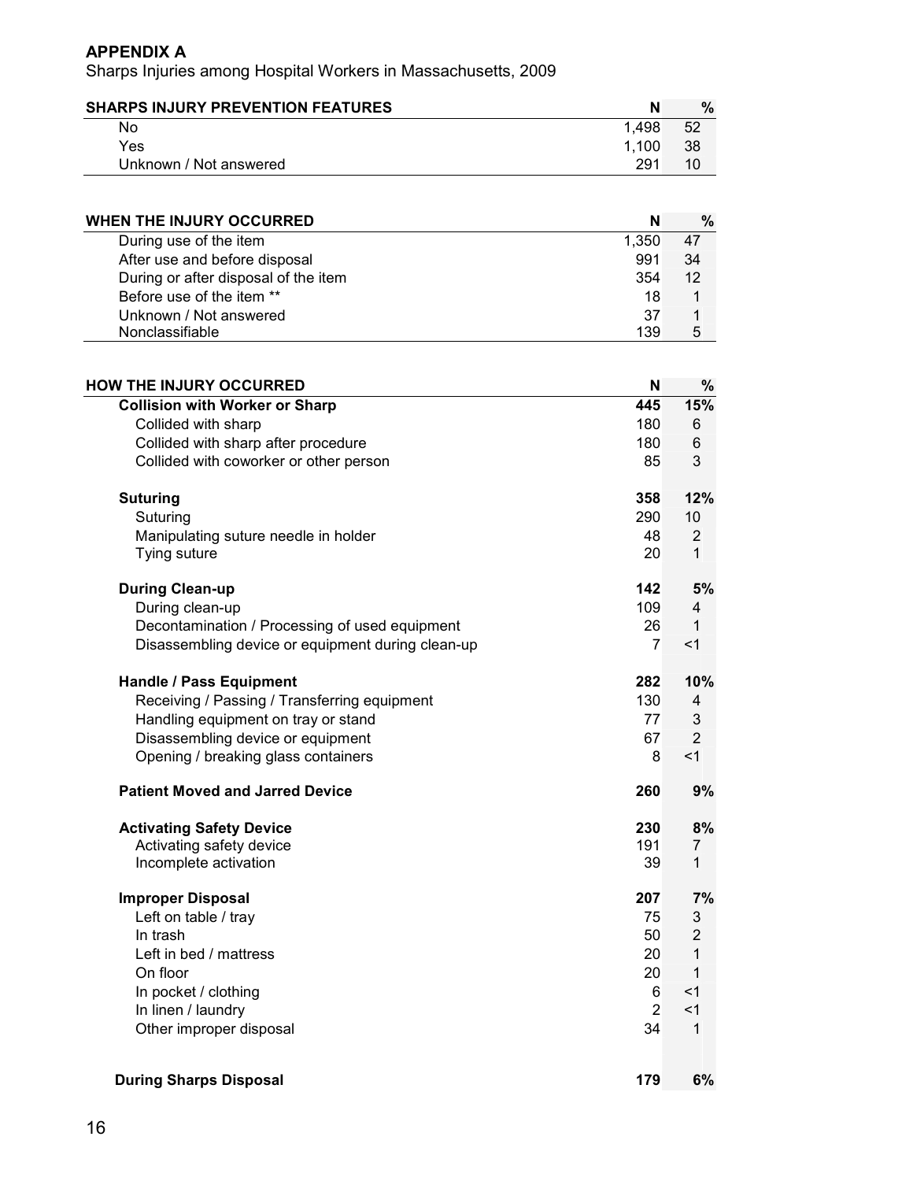## APPENDIX A

Sharps Injuries among Hospital Workers in Massachusetts, 2009

| SHARPS INJURY PREVENTION FEATURES | N | % |
|---|---|---|
| No | 1,498 | 52 |
| Yes | 1,100 | 38 |
| Unknown / Not answered | 291 | 10 |

| WHEN THE INJURY OCCURRED | N | % |
|---|---|---|
| During use of the item | 1,350 | 47 |
| After use and before disposal | 991 | 34 |
| During or after disposal of the item | 354 | 12 |
| Before use of the item ** | 18 | 1 |
| Unknown / Not answered | 37 | 1 |
| Nonclassifiable | 139 | 5 |

| HOW THE INJURY OCCURRED | N | % |
|---|---|---|
| **Collision with Worker or Sharp** | **445** | **15%** |
| Collided with sharp | 180 | 6 |
| Collided with sharp after procedure | 180 | 6 |
| Collided with coworker or other person | 85 | 3 |
| **Suturing** | **358** | **12%** |
| Suturing | 290 | 10 |
| Manipulating suture needle in holder | 48 | 2 |
| Tying suture | 20 | 1 |
| **During Clean-up** | **142** | **5%** |
| During clean-up | 109 | 4 |
| Decontamination / Processing of used equipment | 26 | 1 |
| Disassembling device or equipment during clean-up | 7 | <1 |
| **Handle / Pass Equipment** | **282** | **10%** |
| Receiving / Passing / Transferring equipment | 130 | 4 |
| Handling equipment on tray or stand | 77 | 3 |
| Disassembling device or equipment | 67 | 2 |
| Opening / breaking glass containers | 8 | <1 |
| **Patient Moved and Jarred Device** | **260** | **9%** |
| **Activating Safety Device** | **230** | **8%** |
| Activating safety device | 191 | 7 |
| Incomplete activation | 39 | 1 |
| **Improper Disposal** | **207** | **7%** |
| Left on table / tray | 75 | 3 |
| In trash | 50 | 2 |
| Left in bed / mattress | 20 | 1 |
| On floor | 20 | 1 |
| In pocket / clothing | 6 | <1 |
| In linen / laundry | 2 | <1 |
| Other improper disposal | 34 | 1 |
| **During Sharps Disposal** | **179** | **6%** |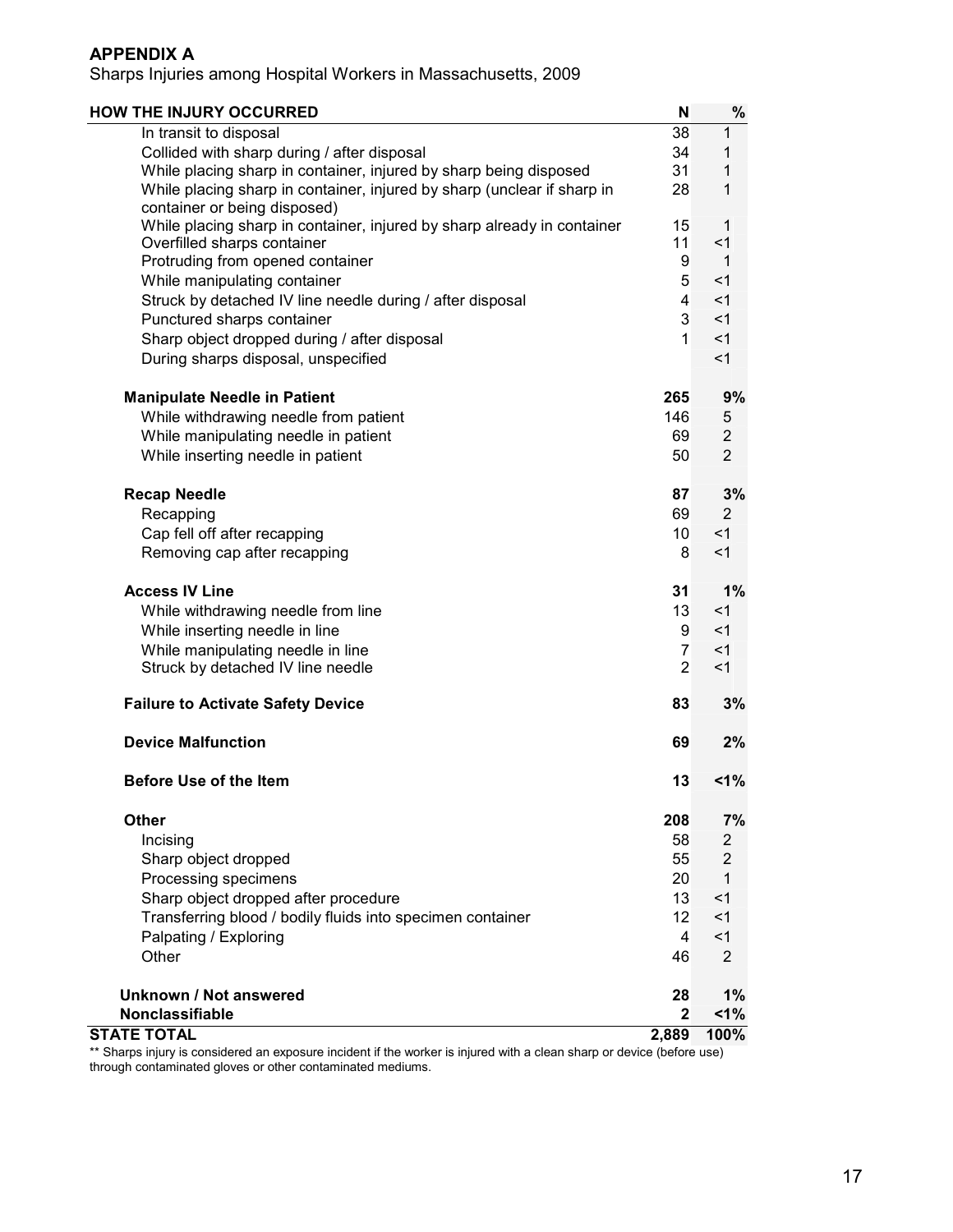## APPENDIX A

Sharps Injuries among Hospital Workers in Massachusetts, 2009

| HOW THE INJURY OCCURRED | N | % |
|---|---|---|
| In transit to disposal | 38 | 1 |
| Collided with sharp during / after disposal | 34 | 1 |
| While placing sharp in container, injured by sharp being disposed | 31 | 1 |
| While placing sharp in container, injured by sharp (unclear if sharp in container or being disposed) | 28 | 1 |
| While placing sharp in container, injured by sharp already in container | 15 | 1 |
| Overfilled sharps container | 11 | <1 |
| Protruding from opened container | 9 | 1 |
| While manipulating container | 5 | <1 |
| Struck by detached IV line needle during / after disposal | 4 | <1 |
| Punctured sharps container | 3 | <1 |
| Sharp object dropped during / after disposal | 1 | <1 |
| During sharps disposal, unspecified | | <1 |
| **Manipulate Needle in Patient** | **265** | **9%** |
| While withdrawing needle from patient | 146 | 5 |
| While manipulating needle in patient | 69 | 2 |
| While inserting needle in patient | 50 | 2 |
| **Recap Needle** | **87** | **3%** |
| Recapping | 69 | 2 |
| Cap fell off after recapping | 10 | <1 |
| Removing cap after recapping | 8 | <1 |
| **Access IV Line** | **31** | **1%** |
| While withdrawing needle from line | 13 | <1 |
| While inserting needle in line | 9 | <1 |
| While manipulating needle in line | 7 | <1 |
| Struck by detached IV line needle | 2 | <1 |
| **Failure to Activate Safety Device** | **83** | **3%** |
| **Device Malfunction** | **69** | **2%** |
| **Before Use of the Item** | **13** | **<1%** |
| **Other** | **208** | **7%** |
| Incising | 58 | 2 |
| Sharp object dropped | 55 | 2 |
| Processing specimens | 20 | 1 |
| Sharp object dropped after procedure | 13 | <1 |
| Transferring blood / bodily fluids into specimen container | 12 | <1 |
| Palpating / Exploring | 4 | <1 |
| Other | 46 | 2 |
| **Unknown / Not answered** | **28** | **1%** |
| **Nonclassifiable** | **2** | **<1%** |
| **STATE TOTAL** | **2,889** | **100%** |

** Sharps injury is considered an exposure incident if the worker is injured with a clean sharp or device (before use) through contaminated gloves or other contaminated mediums.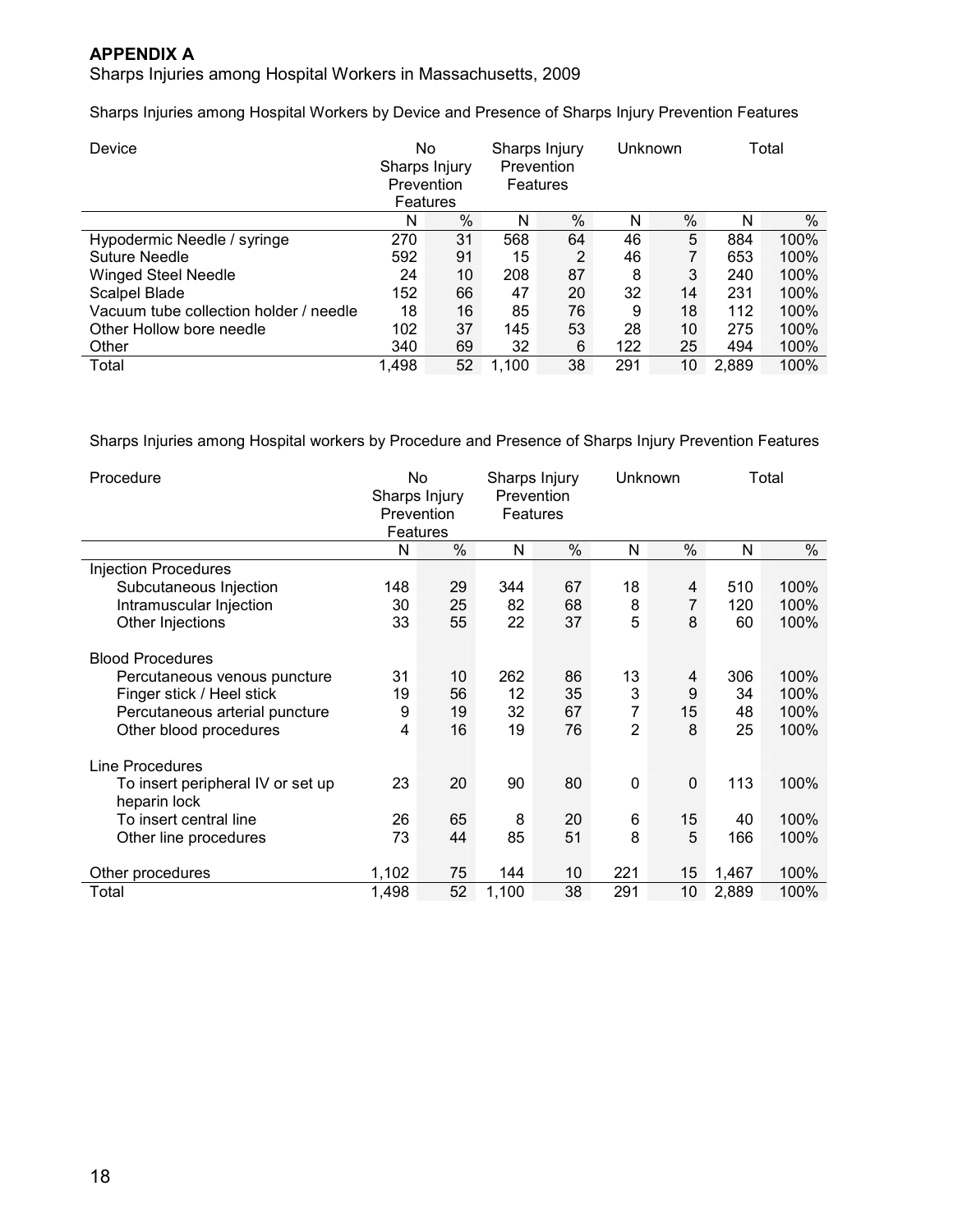## APPENDIX A

Sharps Injuries among Hospital Workers in Massachusetts, 2009

Sharps Injuries among Hospital Workers by Device and Presence of Sharps Injury Prevention Features

| Device | No Sharps Injury Prevention Features | | Sharps Injury Prevention Features | | Unknown | | Total | |
|---|---|---|---|---|---|---|---|---|
| | N | % | N | % | N | % | N | % |
| Hypodermic Needle / syringe | 270 | 31 | 568 | 64 | 46 | 5 | 884 | 100% |
| Suture Needle | 592 | 91 | 15 | 2 | 46 | 7 | 653 | 100% |
| Winged Steel Needle | 24 | 10 | 208 | 87 | 8 | 3 | 240 | 100% |
| Scalpel Blade | 152 | 66 | 47 | 20 | 32 | 14 | 231 | 100% |
| Vacuum tube collection holder / needle | 18 | 16 | 85 | 76 | 9 | 18 | 112 | 100% |
| Other Hollow bore needle | 102 | 37 | 145 | 53 | 28 | 10 | 275 | 100% |
| Other | 340 | 69 | 32 | 6 | 122 | 25 | 494 | 100% |
| Total | 1,498 | 52 | 1,100 | 38 | 291 | 10 | 2,889 | 100% |

Sharps Injuries among Hospital workers by Procedure and Presence of Sharps Injury Prevention Features

| Procedure | No Sharps Injury Prevention Features | | Sharps Injury Prevention Features | | Unknown | | Total | |
|---|---|---|---|---|---|---|---|---|
| | N | % | N | % | N | % | N | % |
| Injection Procedures | | | | | | | | |
| Subcutaneous Injection | 148 | 29 | 344 | 67 | 18 | 4 | 510 | 100% |
| Intramuscular Injection | 30 | 25 | 82 | 68 | 8 | 7 | 120 | 100% |
| Other Injections | 33 | 55 | 22 | 37 | 5 | 8 | 60 | 100% |
| Blood Procedures | | | | | | | | |
| Percutaneous venous puncture | 31 | 10 | 262 | 86 | 13 | 4 | 306 | 100% |
| Finger stick / Heel stick | 19 | 56 | 12 | 35 | 3 | 9 | 34 | 100% |
| Percutaneous arterial puncture | 9 | 19 | 32 | 67 | 7 | 15 | 48 | 100% |
| Other blood procedures | 4 | 16 | 19 | 76 | 2 | 8 | 25 | 100% |
| Line Procedures | | | | | | | | |
| To insert peripheral IV or set up heparin lock | 23 | 20 | 90 | 80 | 0 | 0 | 113 | 100% |
| To insert central line | 26 | 65 | 8 | 20 | 6 | 15 | 40 | 100% |
| Other line procedures | 73 | 44 | 85 | 51 | 8 | 5 | 166 | 100% |
| Other procedures | 1,102 | 75 | 144 | 10 | 221 | 15 | 1,467 | 100% |
| Total | 1,498 | 52 | 1,100 | 38 | 291 | 10 | 2,889 | 100% |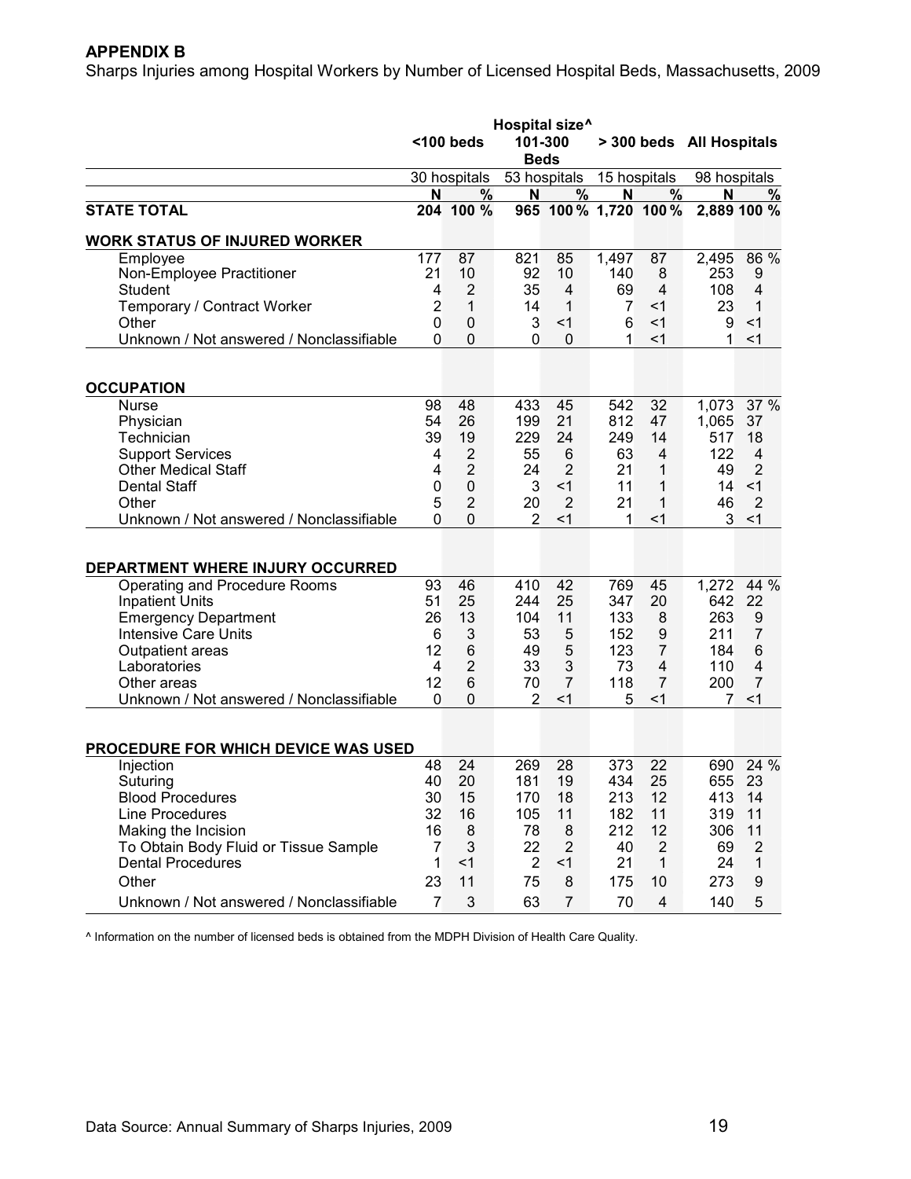## APPENDIX B

Sharps Injuries among Hospital Workers by Number of Licensed Hospital Beds, Massachusetts, 2009

| | Hospital size^ | | | | | | | |
|---|---|---|---|---|---|---|---|---|
| | <100 beds | | 101-300 Beds | | > 300 beds | | All Hospitals | |
| | 30 hospitals | | 53 hospitals | | 15 hospitals | | 98 hospitals | |
| | N | % | N | % | N | % | N | % |
| **STATE TOTAL** | **204** | **100 %** | **965** | **100 %** | **1,720** | **100 %** | **2,889** | **100 %** |
| **WORK STATUS OF INJURED WORKER** | | | | | | | | |
| Employee | 177 | 87 | 821 | 85 | 1,497 | 87 | 2,495 | 86 % |
| Non-Employee Practitioner | 21 | 10 | 92 | 10 | 140 | 8 | 253 | 9 |
| Student | 4 | 2 | 35 | 4 | 69 | 4 | 108 | 4 |
| Temporary / Contract Worker | 2 | 1 | 14 | 1 | 7 | <1 | 23 | 1 |
| Other | 0 | 0 | 3 | <1 | 6 | <1 | 9 | <1 |
| Unknown / Not answered / Nonclassifiable | 0 | 0 | 0 | 0 | 1 | <1 | 1 | <1 |
| **OCCUPATION** | | | | | | | | |
| Nurse | 98 | 48 | 433 | 45 | 542 | 32 | 1,073 | 37 % |
| Physician | 54 | 26 | 199 | 21 | 812 | 47 | 1,065 | 37 |
| Technician | 39 | 19 | 229 | 24 | 249 | 14 | 517 | 18 |
| Support Services | 4 | 2 | 55 | 6 | 63 | 4 | 122 | 4 |
| Other Medical Staff | 4 | 2 | 24 | 2 | 21 | 1 | 49 | 2 |
| Dental Staff | 0 | 0 | 3 | <1 | 11 | 1 | 14 | <1 |
| Other | 5 | 2 | 20 | 2 | 21 | 1 | 46 | 2 |
| Unknown / Not answered / Nonclassifiable | 0 | 0 | 2 | <1 | 1 | <1 | 3 | <1 |
| **DEPARTMENT WHERE INJURY OCCURRED** | | | | | | | | |
| Operating and Procedure Rooms | 93 | 46 | 410 | 42 | 769 | 45 | 1,272 | 44 % |
| Inpatient Units | 51 | 25 | 244 | 25 | 347 | 20 | 642 | 22 |
| Emergency Department | 26 | 13 | 104 | 11 | 133 | 8 | 263 | 9 |
| Intensive Care Units | 6 | 3 | 53 | 5 | 152 | 9 | 211 | 7 |
| Outpatient areas | 12 | 6 | 49 | 5 | 123 | 7 | 184 | 6 |
| Laboratories | 4 | 2 | 33 | 3 | 73 | 4 | 110 | 4 |
| Other areas | 12 | 6 | 70 | 7 | 118 | 7 | 200 | 7 |
| Unknown / Not answered / Nonclassifiable | 0 | 0 | 2 | <1 | 5 | <1 | 7 | <1 |
| **PROCEDURE FOR WHICH DEVICE WAS USED** | | | | | | | | |
| Injection | 48 | 24 | 269 | 28 | 373 | 22 | 690 | 24 % |
| Suturing | 40 | 20 | 181 | 19 | 434 | 25 | 655 | 23 |
| Blood Procedures | 30 | 15 | 170 | 18 | 213 | 12 | 413 | 14 |
| Line Procedures | 32 | 16 | 105 | 11 | 182 | 11 | 319 | 11 |
| Making the Incision | 16 | 8 | 78 | 8 | 212 | 12 | 306 | 11 |
| To Obtain Body Fluid or Tissue Sample | 7 | 3 | 22 | 2 | 40 | 2 | 69 | 2 |
| Dental Procedures | 1 | <1 | 2 | <1 | 21 | 1 | 24 | 1 |
| Other | 23 | 11 | 75 | 8 | 175 | 10 | 273 | 9 |
| Unknown / Not answered / Nonclassifiable | 7 | 3 | 63 | 7 | 70 | 4 | 140 | 5 |

^ Information on the number of licensed beds is obtained from the MDPH Division of Health Care Quality.

Data Source: Annual Summary of Sharps Injuries, 2009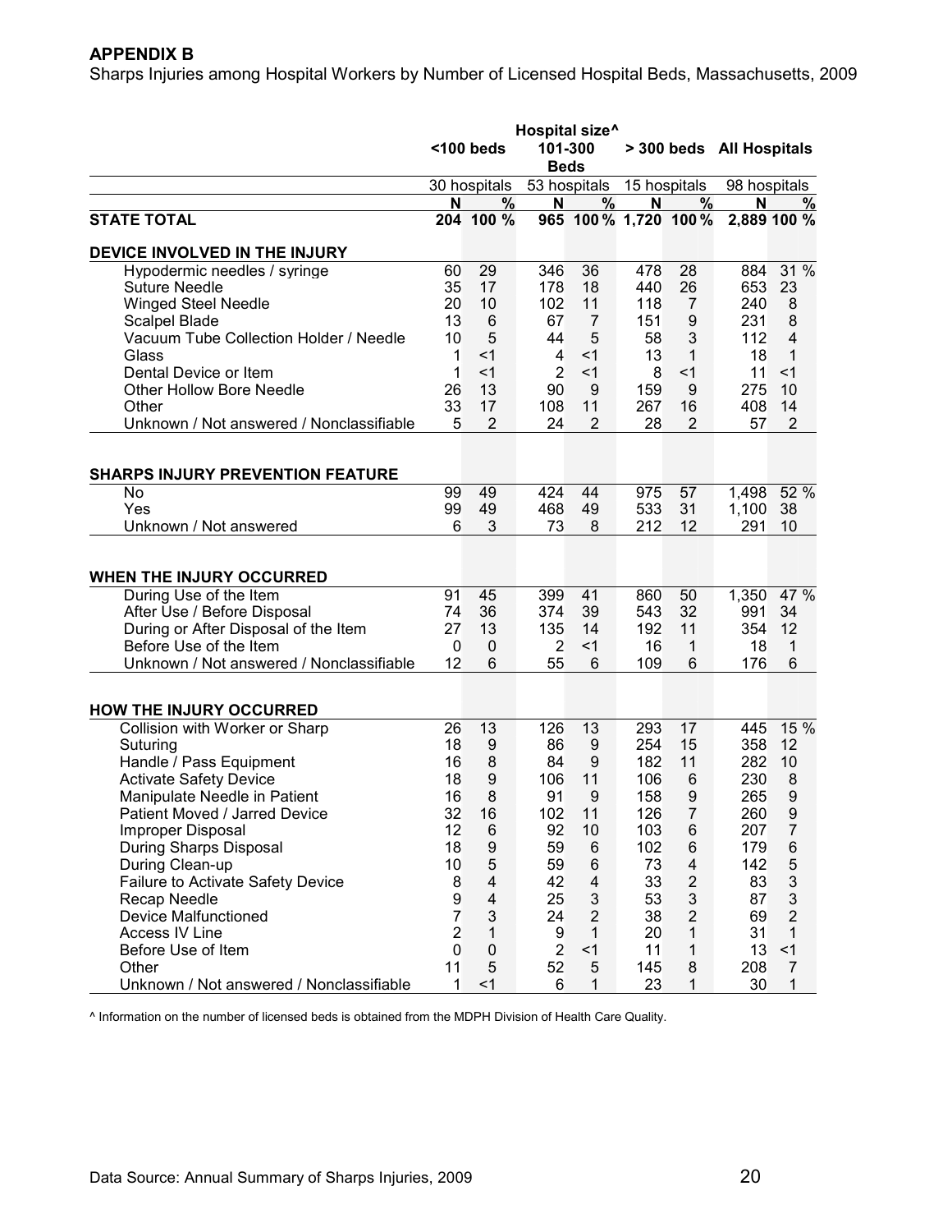## APPENDIX B

Sharps Injuries among Hospital Workers by Number of Licensed Hospital Beds, Massachusetts, 2009

| | Hospital size^ | | | | | | | |
|---|---|---|---|---|---|---|---|---|
| | <100 beds | | 101-300 Beds | | > 300 beds | | All Hospitals | |
| | 30 hospitals | | 53 hospitals | | 15 hospitals | | 98 hospitals | |
| | N | % | N | % | N | % | N | % |
| **STATE TOTAL** | **204** | **100 %** | **965** | **100 %** | **1,720** | **100 %** | **2,889** | **100 %** |
| **DEVICE INVOLVED IN THE INJURY** | | | | | | | | |
| Hypodermic needles / syringe | 60 | 29 | 346 | 36 | 478 | 28 | 884 | 31 % |
| Suture Needle | 35 | 17 | 178 | 18 | 440 | 26 | 653 | 23 |
| Winged Steel Needle | 20 | 10 | 102 | 11 | 118 | 7 | 240 | 8 |
| Scalpel Blade | 13 | 6 | 67 | 7 | 151 | 9 | 231 | 8 |
| Vacuum Tube Collection Holder / Needle | 10 | 5 | 44 | 5 | 58 | 3 | 112 | 4 |
| Glass | 1 | <1 | 4 | <1 | 13 | 1 | 18 | 1 |
| Dental Device or Item | 1 | <1 | 2 | <1 | 8 | <1 | 11 | <1 |
| Other Hollow Bore Needle | 26 | 13 | 90 | 9 | 159 | 9 | 275 | 10 |
| Other | 33 | 17 | 108 | 11 | 267 | 16 | 408 | 14 |
| Unknown / Not answered / Nonclassifiable | 5 | 2 | 24 | 2 | 28 | 2 | 57 | 2 |
| **SHARPS INJURY PREVENTION FEATURE** | | | | | | | | |
| No | 99 | 49 | 424 | 44 | 975 | 57 | 1,498 | 52 % |
| Yes | 99 | 49 | 468 | 49 | 533 | 31 | 1,100 | 38 |
| Unknown / Not answered | 6 | 3 | 73 | 8 | 212 | 12 | 291 | 10 |
| **WHEN THE INJURY OCCURRED** | | | | | | | | |
| During Use of the Item | 91 | 45 | 399 | 41 | 860 | 50 | 1,350 | 47 % |
| After Use / Before Disposal | 74 | 36 | 374 | 39 | 543 | 32 | 991 | 34 |
| During or After Disposal of the Item | 27 | 13 | 135 | 14 | 192 | 11 | 354 | 12 |
| Before Use of the Item | 0 | 0 | 2 | <1 | 16 | 1 | 18 | 1 |
| Unknown / Not answered / Nonclassifiable | 12 | 6 | 55 | 6 | 109 | 6 | 176 | 6 |
| **HOW THE INJURY OCCURRED** | | | | | | | | |
| Collision with Worker or Sharp | 26 | 13 | 126 | 13 | 293 | 17 | 445 | 15 % |
| Suturing | 18 | 9 | 86 | 9 | 254 | 15 | 358 | 12 |
| Handle / Pass Equipment | 16 | 8 | 84 | 9 | 182 | 11 | 282 | 10 |
| Activate Safety Device | 18 | 9 | 106 | 11 | 106 | 6 | 230 | 8 |
| Manipulate Needle in Patient | 16 | 8 | 91 | 9 | 158 | 9 | 265 | 9 |
| Patient Moved / Jarred Device | 32 | 16 | 102 | 11 | 126 | 7 | 260 | 9 |
| Improper Disposal | 12 | 6 | 92 | 10 | 103 | 6 | 207 | 7 |
| During Sharps Disposal | 18 | 9 | 59 | 6 | 102 | 6 | 179 | 6 |
| During Clean-up | 10 | 5 | 59 | 6 | 73 | 4 | 142 | 5 |
| Failure to Activate Safety Device | 8 | 4 | 42 | 4 | 33 | 2 | 83 | 3 |
| Recap Needle | 9 | 4 | 25 | 3 | 53 | 3 | 87 | 3 |
| Device Malfunctioned | 7 | 3 | 24 | 2 | 38 | 2 | 69 | 2 |
| Access IV Line | 2 | 1 | 9 | 1 | 20 | 1 | 31 | 1 |
| Before Use of Item | 0 | 0 | 2 | <1 | 11 | 1 | 13 | <1 |
| Other | 11 | 5 | 52 | 5 | 145 | 8 | 208 | 7 |
| Unknown / Not answered / Nonclassifiable | 1 | <1 | 6 | 1 | 23 | 1 | 30 | 1 |

^ Information on the number of licensed beds is obtained from the MDPH Division of Health Care Quality.

Data Source: Annual Summary of Sharps Injuries, 2009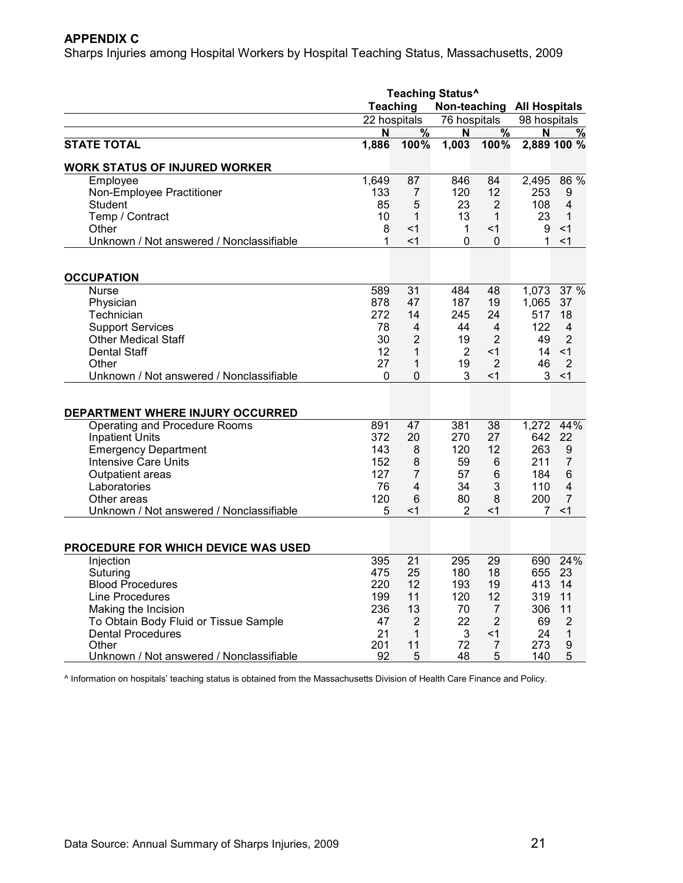## APPENDIX C

Sharps Injuries among Hospital Workers by Hospital Teaching Status, Massachusetts, 2009

| | Teaching Status^ | | | | | |
|---|---|---|---|---|---|---|
| | Teaching | | Non-teaching | | All Hospitals | |
| | 22 hospitals | | 76 hospitals | | 98 hospitals | |
| | N | % | N | % | N | % |
| **STATE TOTAL** | **1,886** | **100%** | **1,003** | **100%** | **2,889** | **100 %** |
| **WORK STATUS OF INJURED WORKER** | | | | | | |
| Employee | 1,649 | 87 | 846 | 84 | 2,495 | 86 % |
| Non-Employee Practitioner | 133 | 7 | 120 | 12 | 253 | 9 |
| Student | 85 | 5 | 23 | 2 | 108 | 4 |
| Temp / Contract | 10 | 1 | 13 | 1 | 23 | 1 |
| Other | 8 | <1 | 1 | <1 | 9 | <1 |
| Unknown / Not answered / Nonclassifiable | 1 | <1 | 0 | 0 | 1 | <1 |
| **OCCUPATION** | | | | | | |
| Nurse | 589 | 31 | 484 | 48 | 1,073 | 37 % |
| Physician | 878 | 47 | 187 | 19 | 1,065 | 37 |
| Technician | 272 | 14 | 245 | 24 | 517 | 18 |
| Support Services | 78 | 4 | 44 | 4 | 122 | 4 |
| Other Medical Staff | 30 | 2 | 19 | 2 | 49 | 2 |
| Dental Staff | 12 | 1 | 2 | <1 | 14 | <1 |
| Other | 27 | 1 | 19 | 2 | 46 | 2 |
| Unknown / Not answered / Nonclassifiable | 0 | 0 | 3 | <1 | 3 | <1 |
| **DEPARTMENT WHERE INJURY OCCURRED** | | | | | | |
| Operating and Procedure Rooms | 891 | 47 | 381 | 38 | 1,272 | 44% |
| Inpatient Units | 372 | 20 | 270 | 27 | 642 | 22 |
| Emergency Department | 143 | 8 | 120 | 12 | 263 | 9 |
| Intensive Care Units | 152 | 8 | 59 | 6 | 211 | 7 |
| Outpatient areas | 127 | 7 | 57 | 6 | 184 | 6 |
| Laboratories | 76 | 4 | 34 | 3 | 110 | 4 |
| Other areas | 120 | 6 | 80 | 8 | 200 | 7 |
| Unknown / Not answered / Nonclassifiable | 5 | <1 | 2 | <1 | 7 | <1 |
| **PROCEDURE FOR WHICH DEVICE WAS USED** | | | | | | |
| Injection | 395 | 21 | 295 | 29 | 690 | 24% |
| Suturing | 475 | 25 | 180 | 18 | 655 | 23 |
| Blood Procedures | 220 | 12 | 193 | 19 | 413 | 14 |
| Line Procedures | 199 | 11 | 120 | 12 | 319 | 11 |
| Making the Incision | 236 | 13 | 70 | 7 | 306 | 11 |
| To Obtain Body Fluid or Tissue Sample | 47 | 2 | 22 | 2 | 69 | 2 |
| Dental Procedures | 21 | 1 | 3 | <1 | 24 | 1 |
| Other | 201 | 11 | 72 | 7 | 273 | 9 |
| Unknown / Not answered / Nonclassifiable | 92 | 5 | 48 | 5 | 140 | 5 |

^ Information on hospitals' teaching status is obtained from the Massachusetts Division of Health Care Finance and Policy.

Data Source: Annual Summary of Sharps Injuries, 2009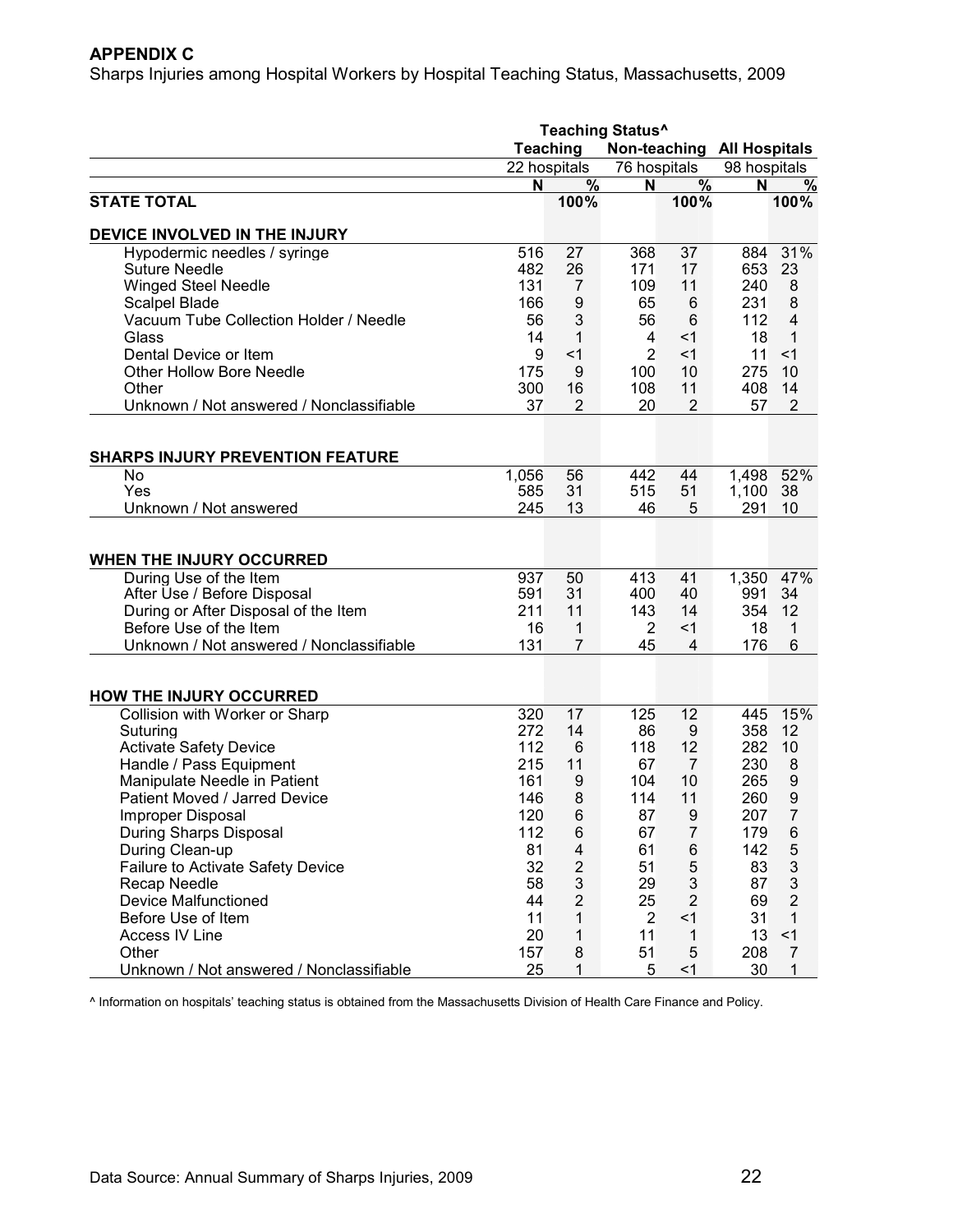**APPENDIX C**

Sharps Injuries among Hospital Workers by Hospital Teaching Status, Massachusetts, 2009

| | Teaching Status^ | | | | | |
|---|---|---|---|---|---|---|
| | Teaching | | Non-teaching | | All Hospitals | |
| | 22 hospitals | | 76 hospitals | | 98 hospitals | |
| | N | % | N | % | N | % |
| **STATE TOTAL** | | **100%** | | **100%** | | **100%** |
| **DEVICE INVOLVED IN THE INJURY** | | | | | | |
| Hypodermic needles / syringe | 516 | 27 | 368 | 37 | 884 | 31% |
| Suture Needle | 482 | 26 | 171 | 17 | 653 | 23 |
| Winged Steel Needle | 131 | 7 | 109 | 11 | 240 | 8 |
| Scalpel Blade | 166 | 9 | 65 | 6 | 231 | 8 |
| Vacuum Tube Collection Holder / Needle | 56 | 3 | 56 | 6 | 112 | 4 |
| Glass | 14 | 1 | 4 | <1 | 18 | 1 |
| Dental Device or Item | 9 | <1 | 2 | <1 | 11 | <1 |
| Other Hollow Bore Needle | 175 | 9 | 100 | 10 | 275 | 10 |
| Other | 300 | 16 | 108 | 11 | 408 | 14 |
| Unknown / Not answered / Nonclassifiable | 37 | 2 | 20 | 2 | 57 | 2 |
| **SHARPS INJURY PREVENTION FEATURE** | | | | | | |
| No | 1,056 | 56 | 442 | 44 | 1,498 | 52% |
| Yes | 585 | 31 | 515 | 51 | 1,100 | 38 |
| Unknown / Not answered | 245 | 13 | 46 | 5 | 291 | 10 |
| **WHEN THE INJURY OCCURRED** | | | | | | |
| During Use of the Item | 937 | 50 | 413 | 41 | 1,350 | 47% |
| After Use / Before Disposal | 591 | 31 | 400 | 40 | 991 | 34 |
| During or After Disposal of the Item | 211 | 11 | 143 | 14 | 354 | 12 |
| Before Use of the Item | 16 | 1 | 2 | <1 | 18 | 1 |
| Unknown / Not answered / Nonclassifiable | 131 | 7 | 45 | 4 | 176 | 6 |
| **HOW THE INJURY OCCURRED** | | | | | | |
| Collision with Worker or Sharp | 320 | 17 | 125 | 12 | 445 | 15% |
| Suturing | 272 | 14 | 86 | 9 | 358 | 12 |
| Activate Safety Device | 112 | 6 | 118 | 12 | 282 | 10 |
| Handle / Pass Equipment | 215 | 11 | 67 | 7 | 230 | 8 |
| Manipulate Needle in Patient | 161 | 9 | 104 | 10 | 265 | 9 |
| Patient Moved / Jarred Device | 146 | 8 | 114 | 11 | 260 | 9 |
| Improper Disposal | 120 | 6 | 87 | 9 | 207 | 7 |
| During Sharps Disposal | 112 | 6 | 67 | 7 | 179 | 6 |
| During Clean-up | 81 | 4 | 61 | 6 | 142 | 5 |
| Failure to Activate Safety Device | 32 | 2 | 51 | 5 | 83 | 3 |
| Recap Needle | 58 | 3 | 29 | 3 | 87 | 3 |
| Device Malfunctioned | 44 | 2 | 25 | 2 | 69 | 2 |
| Before Use of Item | 11 | 1 | 2 | <1 | 31 | 1 |
| Access IV Line | 20 | 1 | 11 | 1 | 13 | <1 |
| Other | 157 | 8 | 51 | 5 | 208 | 7 |
| Unknown / Not answered / Nonclassifiable | 25 | 1 | 5 | <1 | 30 | 1 |

^ Information on hospitals' teaching status is obtained from the Massachusetts Division of Health Care Finance and Policy.

Data Source: Annual Summary of Sharps Injuries, 2009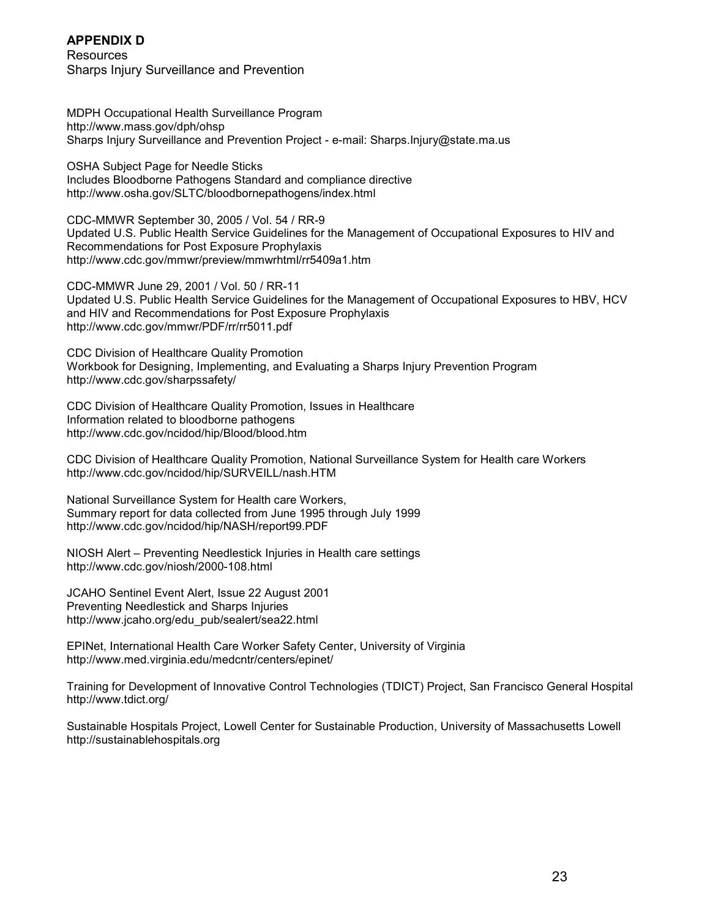## APPENDIX D

Resources
Sharps Injury Surveillance and Prevention

MDPH Occupational Health Surveillance Program
http://www.mass.gov/dph/ohsp
Sharps Injury Surveillance and Prevention Project - e-mail: Sharps.Injury@state.ma.us

OSHA Subject Page for Needle Sticks
Includes Bloodborne Pathogens Standard and compliance directive
http://www.osha.gov/SLTC/bloodbornepathogens/index.html

CDC-MMWR September 30, 2005 / Vol. 54 / RR-9
Updated U.S. Public Health Service Guidelines for the Management of Occupational Exposures to HIV and Recommendations for Post Exposure Prophylaxis
http://www.cdc.gov/mmwr/preview/mmwrhtml/rr5409a1.htm

CDC-MMWR June 29, 2001 / Vol. 50 / RR-11
Updated U.S. Public Health Service Guidelines for the Management of Occupational Exposures to HBV, HCV and HIV and Recommendations for Post Exposure Prophylaxis
http://www.cdc.gov/mmwr/PDF/rr/rr5011.pdf

CDC Division of Healthcare Quality Promotion
Workbook for Designing, Implementing, and Evaluating a Sharps Injury Prevention Program
http://www.cdc.gov/sharpssafety/

CDC Division of Healthcare Quality Promotion, Issues in Healthcare
Information related to bloodborne pathogens
http://www.cdc.gov/ncidod/hip/Blood/blood.htm

CDC Division of Healthcare Quality Promotion, National Surveillance System for Health care Workers
http://www.cdc.gov/ncidod/hip/SURVEILL/nash.HTM

National Surveillance System for Health care Workers,
Summary report for data collected from June 1995 through July 1999
http://www.cdc.gov/ncidod/hip/NASH/report99.PDF

NIOSH Alert – Preventing Needlestick Injuries in Health care settings
http://www.cdc.gov/niosh/2000-108.html

JCAHO Sentinel Event Alert, Issue 22 August 2001
Preventing Needlestick and Sharps Injuries
http://www.jcaho.org/edu_pub/sealert/sea22.html

EPINet, International Health Care Worker Safety Center, University of Virginia
http://www.med.virginia.edu/medcntr/centers/epinet/

Training for Development of Innovative Control Technologies (TDICT) Project, San Francisco General Hospital
http://www.tdict.org/

Sustainable Hospitals Project, Lowell Center for Sustainable Production, University of Massachusetts Lowell
http://sustainablehospitals.org